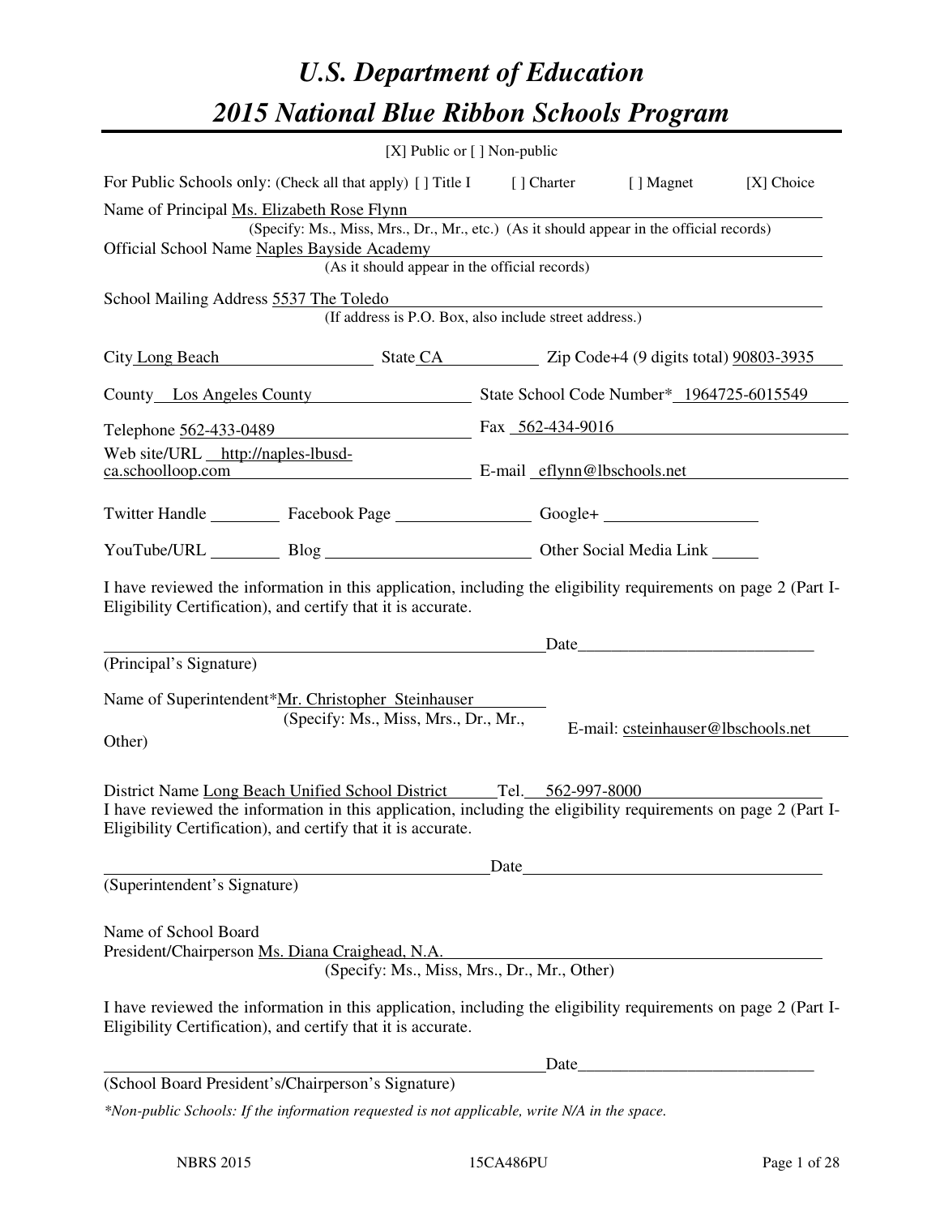# U.S. Department of Education
# 2015 National Blue Ribbon Schools Program

[X] Public or [ ] Non-public

For Public Schools only: (Check all that apply) [ ] Title I [ ] Charter [ ] Magnet [X] Choice

Name of Principal Ms. Elizabeth Rose Flynn
(Specify: Ms., Miss, Mrs., Dr., Mr., etc.) (As it should appear in the official records)

Official School Name Naples Bayside Academy
(As it should appear in the official records)

School Mailing Address 5537 The Toledo
(If address is P.O. Box, also include street address.)

City Long Beach State CA Zip Code+4 (9 digits total) 90803-3935

County Los Angeles County State School Code Number* 1964725-6015549

Telephone 562-433-0489 Fax 562-434-9016

Web site/URL http://naples-lbusd-ca.schoolloop.com E-mail eflynn@lbschools.net

Twitter Handle ________ Facebook Page ________ Google+ ________

YouTube/URL ________ Blog ________ Other Social Media Link ________

I have reviewed the information in this application, including the eligibility requirements on page 2 (Part I-Eligibility Certification), and certify that it is accurate.

_______________________________________ Date_______________________

(Principal's Signature)

Name of Superintendent* Mr. Christopher Steinhauser
(Specify: Ms., Miss, Mrs., Dr., Mr., Other)

E-mail: csteinhauser@lbschools.net

District Name Long Beach Unified School District Tel. 562-997-8000

I have reviewed the information in this application, including the eligibility requirements on page 2 (Part I-Eligibility Certification), and certify that it is accurate.

_______________________________________ Date_______________________

(Superintendent's Signature)

Name of School Board
President/Chairperson Ms. Diana Craighead, N.A.
(Specify: Ms., Miss, Mrs., Dr., Mr., Other)

I have reviewed the information in this application, including the eligibility requirements on page 2 (Part I-Eligibility Certification), and certify that it is accurate.

_______________________________________ Date_______________________

(School Board President's/Chairperson's Signature)

*\*Non-public Schools: If the information requested is not applicable, write N/A in the space.*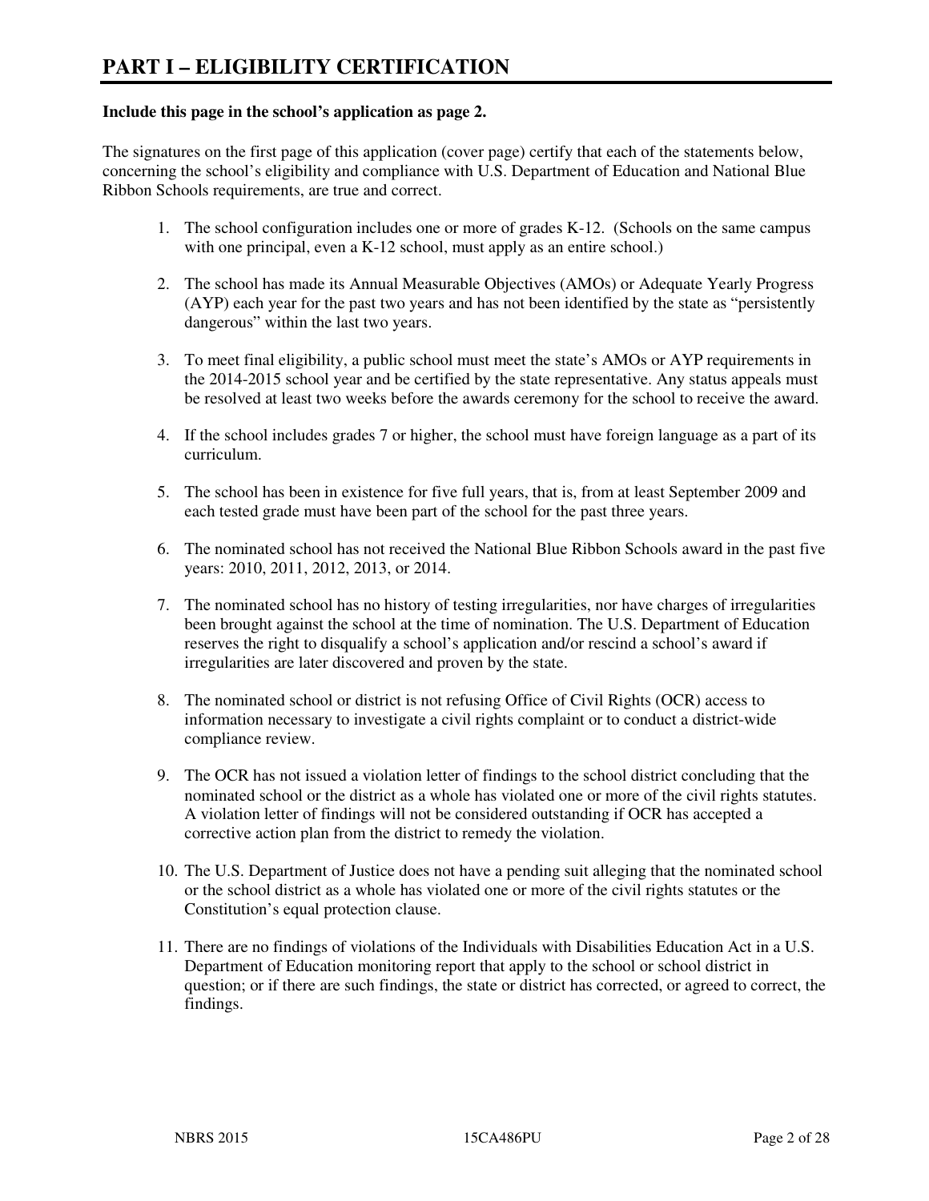# PART I – ELIGIBILITY CERTIFICATION

**Include this page in the school's application as page 2.**

The signatures on the first page of this application (cover page) certify that each of the statements below, concerning the school's eligibility and compliance with U.S. Department of Education and National Blue Ribbon Schools requirements, are true and correct.

1. The school configuration includes one or more of grades K-12. (Schools on the same campus with one principal, even a K-12 school, must apply as an entire school.)

2. The school has made its Annual Measurable Objectives (AMOs) or Adequate Yearly Progress (AYP) each year for the past two years and has not been identified by the state as "persistently dangerous" within the last two years.

3. To meet final eligibility, a public school must meet the state's AMOs or AYP requirements in the 2014-2015 school year and be certified by the state representative. Any status appeals must be resolved at least two weeks before the awards ceremony for the school to receive the award.

4. If the school includes grades 7 or higher, the school must have foreign language as a part of its curriculum.

5. The school has been in existence for five full years, that is, from at least September 2009 and each tested grade must have been part of the school for the past three years.

6. The nominated school has not received the National Blue Ribbon Schools award in the past five years: 2010, 2011, 2012, 2013, or 2014.

7. The nominated school has no history of testing irregularities, nor have charges of irregularities been brought against the school at the time of nomination. The U.S. Department of Education reserves the right to disqualify a school's application and/or rescind a school's award if irregularities are later discovered and proven by the state.

8. The nominated school or district is not refusing Office of Civil Rights (OCR) access to information necessary to investigate a civil rights complaint or to conduct a district-wide compliance review.

9. The OCR has not issued a violation letter of findings to the school district concluding that the nominated school or the district as a whole has violated one or more of the civil rights statutes. A violation letter of findings will not be considered outstanding if OCR has accepted a corrective action plan from the district to remedy the violation.

10. The U.S. Department of Justice does not have a pending suit alleging that the nominated school or the school district as a whole has violated one or more of the civil rights statutes or the Constitution's equal protection clause.

11. There are no findings of violations of the Individuals with Disabilities Education Act in a U.S. Department of Education monitoring report that apply to the school or school district in question; or if there are such findings, the state or district has corrected, or agreed to correct, the findings.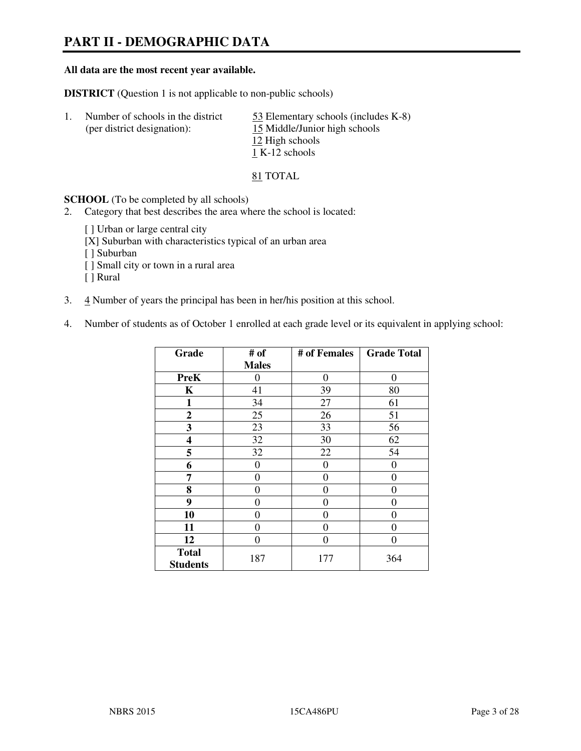# PART II - DEMOGRAPHIC DATA

**All data are the most recent year available.**

**DISTRICT** (Question 1 is not applicable to non-public schools)

1. Number of schools in the district (per district designation):
   53 Elementary schools (includes K-8)
   15 Middle/Junior high schools
   12 High schools
   1 K-12 schools

   81 TOTAL

**SCHOOL** (To be completed by all schools)

2. Category that best describes the area where the school is located:

   [ ] Urban or large central city
   [X] Suburban with characteristics typical of an urban area
   [ ] Suburban
   [ ] Small city or town in a rural area
   [ ] Rural

3. 4 Number of years the principal has been in her/his position at this school.

4. Number of students as of October 1 enrolled at each grade level or its equivalent in applying school:

| Grade | # of Males | # of Females | Grade Total |
|---|---|---|---|
| **PreK** | 0 | 0 | 0 |
| **K** | 41 | 39 | 80 |
| **1** | 34 | 27 | 61 |
| **2** | 25 | 26 | 51 |
| **3** | 23 | 33 | 56 |
| **4** | 32 | 30 | 62 |
| **5** | 32 | 22 | 54 |
| **6** | 0 | 0 | 0 |
| **7** | 0 | 0 | 0 |
| **8** | 0 | 0 | 0 |
| **9** | 0 | 0 | 0 |
| **10** | 0 | 0 | 0 |
| **11** | 0 | 0 | 0 |
| **12** | 0 | 0 | 0 |
| **Total Students** | 187 | 177 | 364 |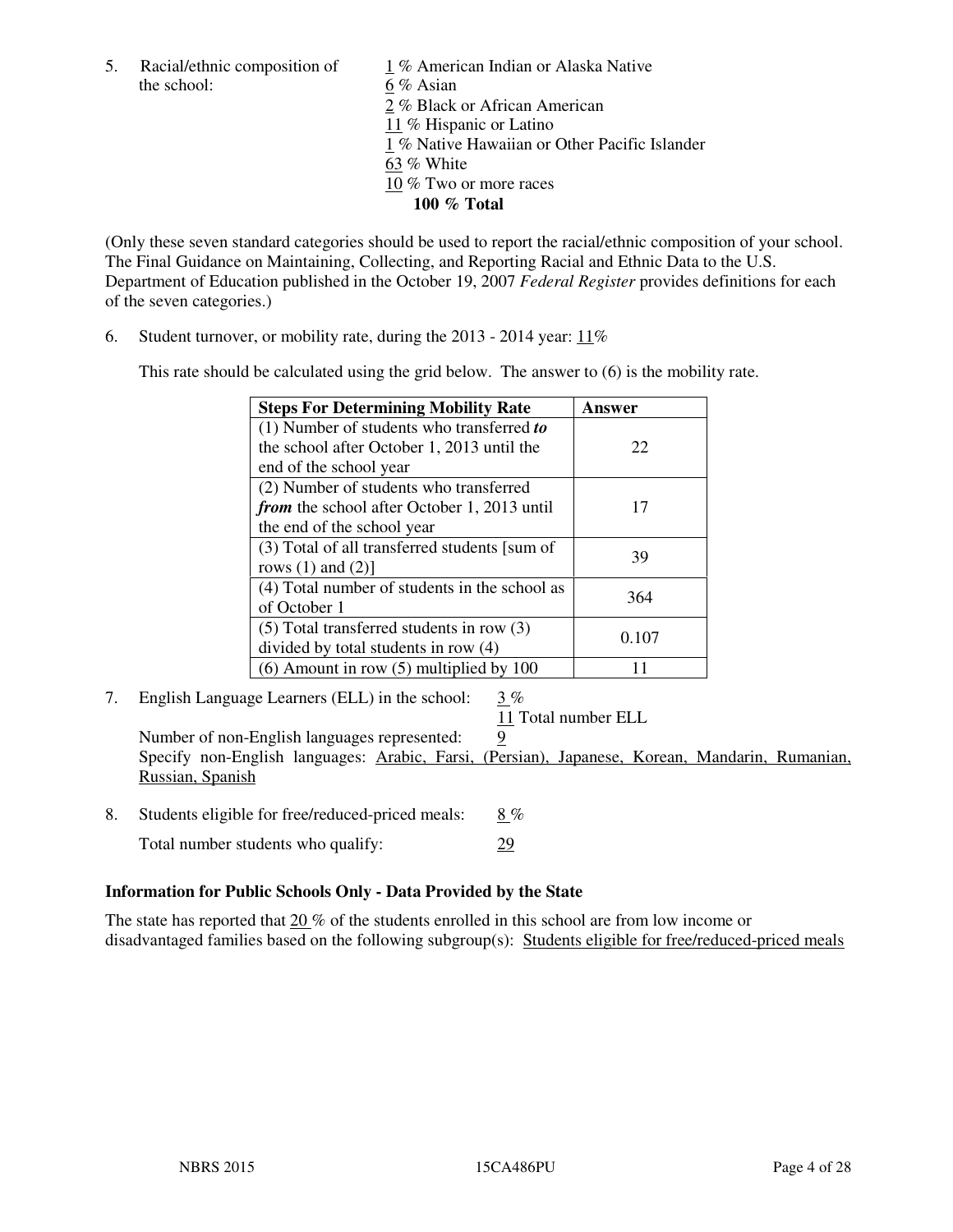5. Racial/ethnic composition of the school:

1 % American Indian or Alaska Native
6 % Asian
2 % Black or African American
11 % Hispanic or Latino
1 % Native Hawaiian or Other Pacific Islander
63 % White
10 % Two or more races
**100 % Total**

(Only these seven standard categories should be used to report the racial/ethnic composition of your school. The Final Guidance on Maintaining, Collecting, and Reporting Racial and Ethnic Data to the U.S. Department of Education published in the October 19, 2007 *Federal Register* provides definitions for each of the seven categories.)

6. Student turnover, or mobility rate, during the 2013 - 2014 year: 11%

This rate should be calculated using the grid below. The answer to (6) is the mobility rate.

| **Steps For Determining Mobility Rate** | **Answer** |
|---|---|
| (1) Number of students who transferred ***to*** the school after October 1, 2013 until the end of the school year | 22 |
| (2) Number of students who transferred ***from*** the school after October 1, 2013 until the end of the school year | 17 |
| (3) Total of all transferred students [sum of rows (1) and (2)] | 39 |
| (4) Total number of students in the school as of October 1 | 364 |
| (5) Total transferred students in row (3) divided by total students in row (4) | 0.107 |
| (6) Amount in row (5) multiplied by 100 | 11 |

7. English Language Learners (ELL) in the school: 3 %

11 Total number ELL

Number of non-English languages represented: 9

Specify non-English languages: Arabic, Farsi, (Persian), Japanese, Korean, Mandarin, Rumanian, Russian, Spanish

8. Students eligible for free/reduced-priced meals: 8 %

Total number students who qualify: 29

### Information for Public Schools Only - Data Provided by the State

The state has reported that 20 % of the students enrolled in this school are from low income or disadvantaged families based on the following subgroup(s): Students eligible for free/reduced-priced meals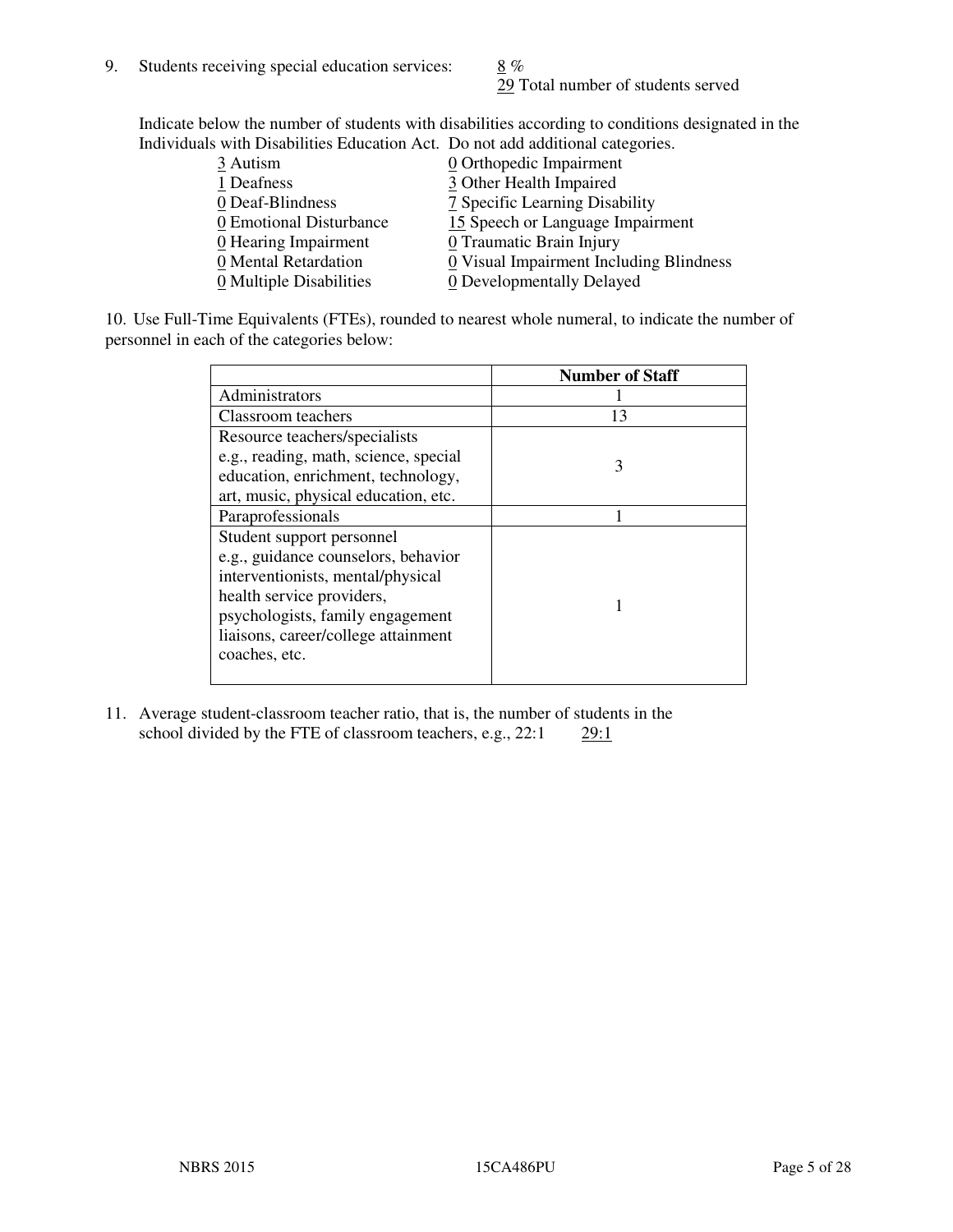9. Students receiving special education services: 8 %
   29 Total number of students served

   Indicate below the number of students with disabilities according to conditions designated in the Individuals with Disabilities Education Act. Do not add additional categories.

| | |
|---|---|
| 3 Autism | 0 Orthopedic Impairment |
| 1 Deafness | 3 Other Health Impaired |
| 0 Deaf-Blindness | 7 Specific Learning Disability |
| 0 Emotional Disturbance | 15 Speech or Language Impairment |
| 0 Hearing Impairment | 0 Traumatic Brain Injury |
| 0 Mental Retardation | 0 Visual Impairment Including Blindness |
| 0 Multiple Disabilities | 0 Developmentally Delayed |

10. Use Full-Time Equivalents (FTEs), rounded to nearest whole numeral, to indicate the number of personnel in each of the categories below:

| | Number of Staff |
|---|---|
| Administrators | 1 |
| Classroom teachers | 13 |
| Resource teachers/specialists e.g., reading, math, science, special education, enrichment, technology, art, music, physical education, etc. | 3 |
| Paraprofessionals | 1 |
| Student support personnel e.g., guidance counselors, behavior interventionists, mental/physical health service providers, psychologists, family engagement liaisons, career/college attainment coaches, etc. | 1 |

11. Average student-classroom teacher ratio, that is, the number of students in the school divided by the FTE of classroom teachers, e.g., 22:1 29:1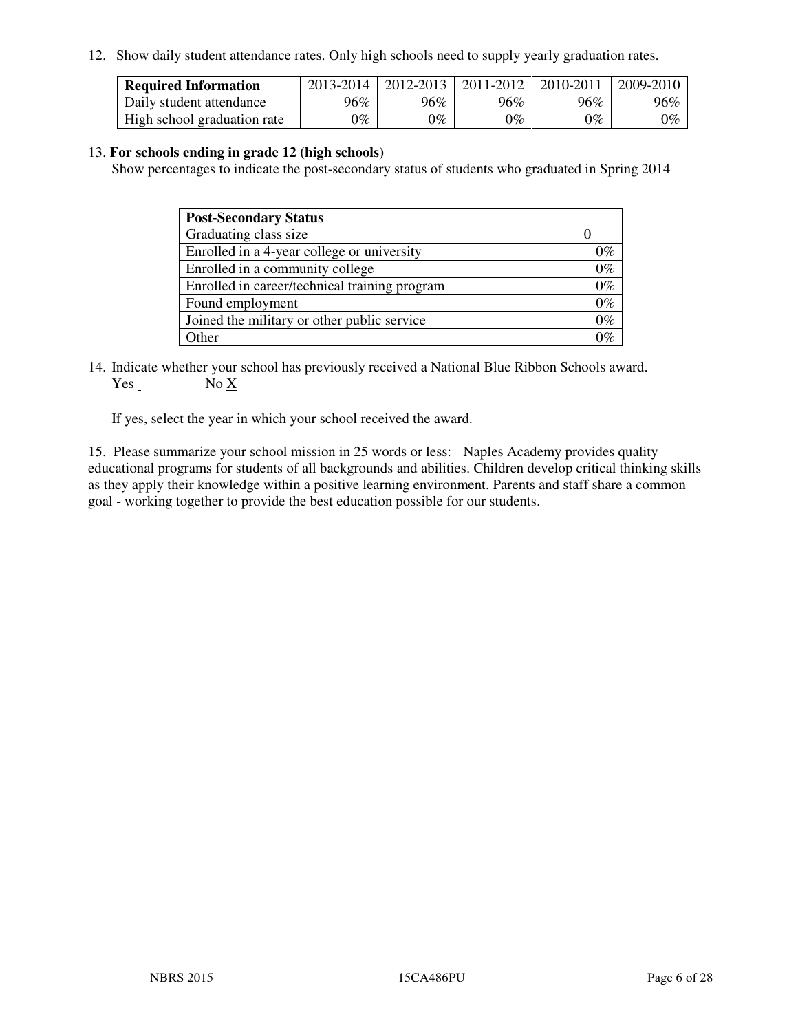12. Show daily student attendance rates. Only high schools need to supply yearly graduation rates.

| Required Information | 2013-2014 | 2012-2013 | 2011-2012 | 2010-2011 | 2009-2010 |
|---|---|---|---|---|---|
| Daily student attendance | 96% | 96% | 96% | 96% | 96% |
| High school graduation rate | 0% | 0% | 0% | 0% | 0% |

13. **For schools ending in grade 12 (high schools)**

Show percentages to indicate the post-secondary status of students who graduated in Spring 2014

| Post-Secondary Status | |
|---|---|
| Graduating class size | 0 |
| Enrolled in a 4-year college or university | 0% |
| Enrolled in a community college | 0% |
| Enrolled in career/technical training program | 0% |
| Found employment | 0% |
| Joined the military or other public service | 0% |
| Other | 0% |

14. Indicate whether your school has previously received a National Blue Ribbon Schools award.
Yes _ No X

If yes, select the year in which your school received the award.

15. Please summarize your school mission in 25 words or less: Naples Academy provides quality educational programs for students of all backgrounds and abilities. Children develop critical thinking skills as they apply their knowledge within a positive learning environment. Parents and staff share a common goal - working together to provide the best education possible for our students.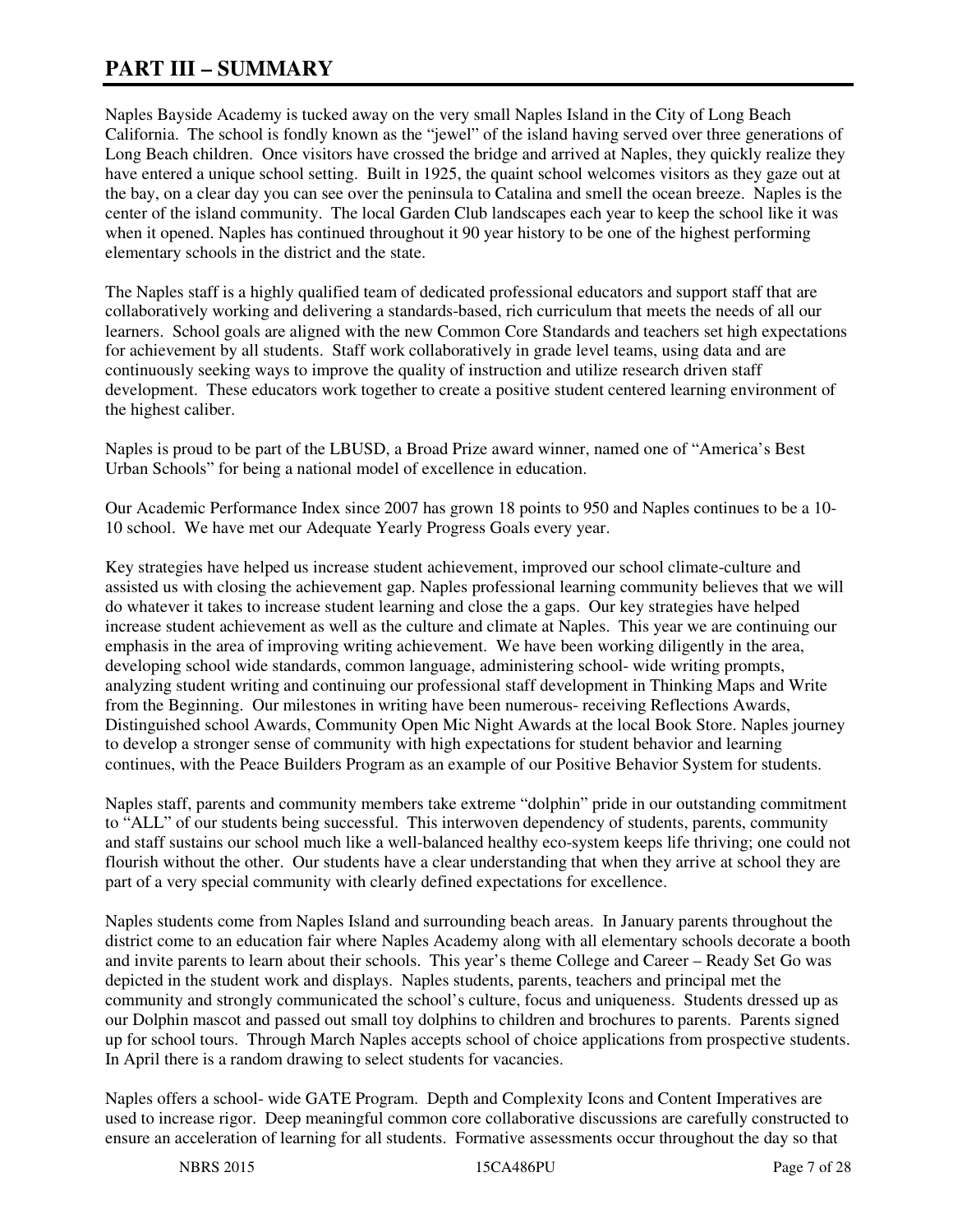# PART III – SUMMARY

Naples Bayside Academy is tucked away on the very small Naples Island in the City of Long Beach California. The school is fondly known as the "jewel" of the island having served over three generations of Long Beach children. Once visitors have crossed the bridge and arrived at Naples, they quickly realize they have entered a unique school setting. Built in 1925, the quaint school welcomes visitors as they gaze out at the bay, on a clear day you can see over the peninsula to Catalina and smell the ocean breeze. Naples is the center of the island community. The local Garden Club landscapes each year to keep the school like it was when it opened. Naples has continued throughout it 90 year history to be one of the highest performing elementary schools in the district and the state.

The Naples staff is a highly qualified team of dedicated professional educators and support staff that are collaboratively working and delivering a standards-based, rich curriculum that meets the needs of all our learners. School goals are aligned with the new Common Core Standards and teachers set high expectations for achievement by all students. Staff work collaboratively in grade level teams, using data and are continuously seeking ways to improve the quality of instruction and utilize research driven staff development. These educators work together to create a positive student centered learning environment of the highest caliber.

Naples is proud to be part of the LBUSD, a Broad Prize award winner, named one of "America's Best Urban Schools" for being a national model of excellence in education.

Our Academic Performance Index since 2007 has grown 18 points to 950 and Naples continues to be a 10-10 school. We have met our Adequate Yearly Progress Goals every year.

Key strategies have helped us increase student achievement, improved our school climate-culture and assisted us with closing the achievement gap. Naples professional learning community believes that we will do whatever it takes to increase student learning and close the a gaps. Our key strategies have helped increase student achievement as well as the culture and climate at Naples. This year we are continuing our emphasis in the area of improving writing achievement. We have been working diligently in the area, developing school wide standards, common language, administering school- wide writing prompts, analyzing student writing and continuing our professional staff development in Thinking Maps and Write from the Beginning. Our milestones in writing have been numerous- receiving Reflections Awards, Distinguished school Awards, Community Open Mic Night Awards at the local Book Store. Naples journey to develop a stronger sense of community with high expectations for student behavior and learning continues, with the Peace Builders Program as an example of our Positive Behavior System for students.

Naples staff, parents and community members take extreme "dolphin" pride in our outstanding commitment to "ALL" of our students being successful. This interwoven dependency of students, parents, community and staff sustains our school much like a well-balanced healthy eco-system keeps life thriving; one could not flourish without the other. Our students have a clear understanding that when they arrive at school they are part of a very special community with clearly defined expectations for excellence.

Naples students come from Naples Island and surrounding beach areas. In January parents throughout the district come to an education fair where Naples Academy along with all elementary schools decorate a booth and invite parents to learn about their schools. This year's theme College and Career – Ready Set Go was depicted in the student work and displays. Naples students, parents, teachers and principal met the community and strongly communicated the school's culture, focus and uniqueness. Students dressed up as our Dolphin mascot and passed out small toy dolphins to children and brochures to parents. Parents signed up for school tours. Through March Naples accepts school of choice applications from prospective students. In April there is a random drawing to select students for vacancies.

Naples offers a school- wide GATE Program. Depth and Complexity Icons and Content Imperatives are used to increase rigor. Deep meaningful common core collaborative discussions are carefully constructed to ensure an acceleration of learning for all students. Formative assessments occur throughout the day so that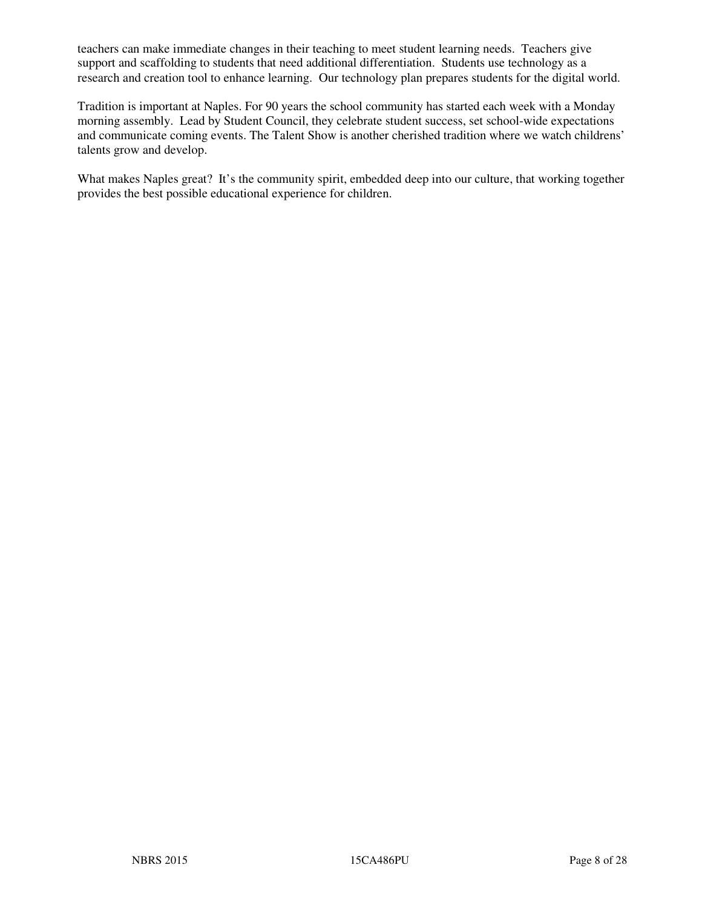teachers can make immediate changes in their teaching to meet student learning needs. Teachers give support and scaffolding to students that need additional differentiation. Students use technology as a research and creation tool to enhance learning. Our technology plan prepares students for the digital world.

Tradition is important at Naples. For 90 years the school community has started each week with a Monday morning assembly. Lead by Student Council, they celebrate student success, set school-wide expectations and communicate coming events. The Talent Show is another cherished tradition where we watch childrens' talents grow and develop.

What makes Naples great? It's the community spirit, embedded deep into our culture, that working together provides the best possible educational experience for children.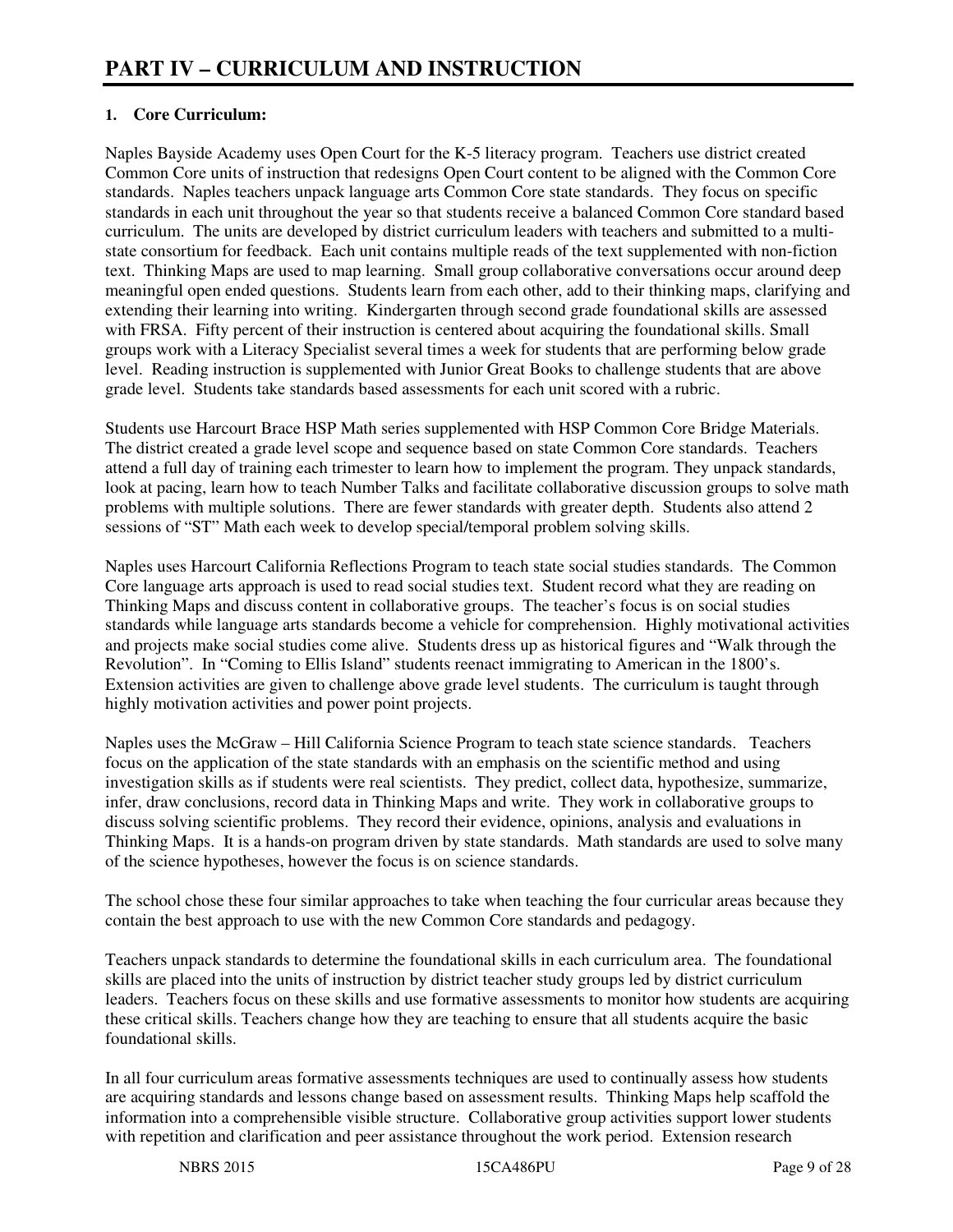# PART IV – CURRICULUM AND INSTRUCTION

**1. Core Curriculum:**

Naples Bayside Academy uses Open Court for the K-5 literacy program. Teachers use district created Common Core units of instruction that redesigns Open Court content to be aligned with the Common Core standards. Naples teachers unpack language arts Common Core state standards. They focus on specific standards in each unit throughout the year so that students receive a balanced Common Core standard based curriculum. The units are developed by district curriculum leaders with teachers and submitted to a multi-state consortium for feedback. Each unit contains multiple reads of the text supplemented with non-fiction text. Thinking Maps are used to map learning. Small group collaborative conversations occur around deep meaningful open ended questions. Students learn from each other, add to their thinking maps, clarifying and extending their learning into writing. Kindergarten through second grade foundational skills are assessed with FRSA. Fifty percent of their instruction is centered about acquiring the foundational skills. Small groups work with a Literacy Specialist several times a week for students that are performing below grade level. Reading instruction is supplemented with Junior Great Books to challenge students that are above grade level. Students take standards based assessments for each unit scored with a rubric.

Students use Harcourt Brace HSP Math series supplemented with HSP Common Core Bridge Materials. The district created a grade level scope and sequence based on state Common Core standards. Teachers attend a full day of training each trimester to learn how to implement the program. They unpack standards, look at pacing, learn how to teach Number Talks and facilitate collaborative discussion groups to solve math problems with multiple solutions. There are fewer standards with greater depth. Students also attend 2 sessions of "ST" Math each week to develop special/temporal problem solving skills.

Naples uses Harcourt California Reflections Program to teach state social studies standards. The Common Core language arts approach is used to read social studies text. Student record what they are reading on Thinking Maps and discuss content in collaborative groups. The teacher's focus is on social studies standards while language arts standards become a vehicle for comprehension. Highly motivational activities and projects make social studies come alive. Students dress up as historical figures and "Walk through the Revolution". In "Coming to Ellis Island" students reenact immigrating to American in the 1800's. Extension activities are given to challenge above grade level students. The curriculum is taught through highly motivation activities and power point projects.

Naples uses the McGraw – Hill California Science Program to teach state science standards. Teachers focus on the application of the state standards with an emphasis on the scientific method and using investigation skills as if students were real scientists. They predict, collect data, hypothesize, summarize, infer, draw conclusions, record data in Thinking Maps and write. They work in collaborative groups to discuss solving scientific problems. They record their evidence, opinions, analysis and evaluations in Thinking Maps. It is a hands-on program driven by state standards. Math standards are used to solve many of the science hypotheses, however the focus is on science standards.

The school chose these four similar approaches to take when teaching the four curricular areas because they contain the best approach to use with the new Common Core standards and pedagogy.

Teachers unpack standards to determine the foundational skills in each curriculum area. The foundational skills are placed into the units of instruction by district teacher study groups led by district curriculum leaders. Teachers focus on these skills and use formative assessments to monitor how students are acquiring these critical skills. Teachers change how they are teaching to ensure that all students acquire the basic foundational skills.

In all four curriculum areas formative assessments techniques are used to continually assess how students are acquiring standards and lessons change based on assessment results. Thinking Maps help scaffold the information into a comprehensible visible structure. Collaborative group activities support lower students with repetition and clarification and peer assistance throughout the work period. Extension research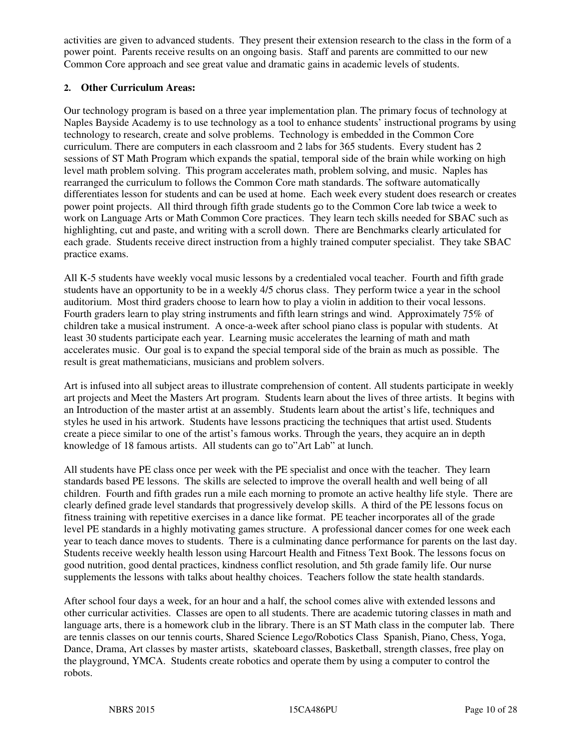activities are given to advanced students. They present their extension research to the class in the form of a power point. Parents receive results on an ongoing basis. Staff and parents are committed to our new Common Core approach and see great value and dramatic gains in academic levels of students.

**2. Other Curriculum Areas:**

Our technology program is based on a three year implementation plan. The primary focus of technology at Naples Bayside Academy is to use technology as a tool to enhance students' instructional programs by using technology to research, create and solve problems. Technology is embedded in the Common Core curriculum. There are computers in each classroom and 2 labs for 365 students. Every student has 2 sessions of ST Math Program which expands the spatial, temporal side of the brain while working on high level math problem solving. This program accelerates math, problem solving, and music. Naples has rearranged the curriculum to follows the Common Core math standards. The software automatically differentiates lesson for students and can be used at home. Each week every student does research or creates power point projects. All third through fifth grade students go to the Common Core lab twice a week to work on Language Arts or Math Common Core practices. They learn tech skills needed for SBAC such as highlighting, cut and paste, and writing with a scroll down. There are Benchmarks clearly articulated for each grade. Students receive direct instruction from a highly trained computer specialist. They take SBAC practice exams.

All K-5 students have weekly vocal music lessons by a credentialed vocal teacher. Fourth and fifth grade students have an opportunity to be in a weekly 4/5 chorus class. They perform twice a year in the school auditorium. Most third graders choose to learn how to play a violin in addition to their vocal lessons. Fourth graders learn to play string instruments and fifth learn strings and wind. Approximately 75% of children take a musical instrument. A once-a-week after school piano class is popular with students. At least 30 students participate each year. Learning music accelerates the learning of math and math accelerates music. Our goal is to expand the special temporal side of the brain as much as possible. The result is great mathematicians, musicians and problem solvers.

Art is infused into all subject areas to illustrate comprehension of content. All students participate in weekly art projects and Meet the Masters Art program. Students learn about the lives of three artists. It begins with an Introduction of the master artist at an assembly. Students learn about the artist's life, techniques and styles he used in his artwork. Students have lessons practicing the techniques that artist used. Students create a piece similar to one of the artist's famous works. Through the years, they acquire an in depth knowledge of 18 famous artists. All students can go to"Art Lab" at lunch.

All students have PE class once per week with the PE specialist and once with the teacher. They learn standards based PE lessons. The skills are selected to improve the overall health and well being of all children. Fourth and fifth grades run a mile each morning to promote an active healthy life style. There are clearly defined grade level standards that progressively develop skills. A third of the PE lessons focus on fitness training with repetitive exercises in a dance like format. PE teacher incorporates all of the grade level PE standards in a highly motivating games structure. A professional dancer comes for one week each year to teach dance moves to students. There is a culminating dance performance for parents on the last day. Students receive weekly health lesson using Harcourt Health and Fitness Text Book. The lessons focus on good nutrition, good dental practices, kindness conflict resolution, and 5th grade family life. Our nurse supplements the lessons with talks about healthy choices. Teachers follow the state health standards.

After school four days a week, for an hour and a half, the school comes alive with extended lessons and other curricular activities. Classes are open to all students. There are academic tutoring classes in math and language arts, there is a homework club in the library. There is an ST Math class in the computer lab. There are tennis classes on our tennis courts, Shared Science Lego/Robotics Class Spanish, Piano, Chess, Yoga, Dance, Drama, Art classes by master artists, skateboard classes, Basketball, strength classes, free play on the playground, YMCA. Students create robotics and operate them by using a computer to control the robots.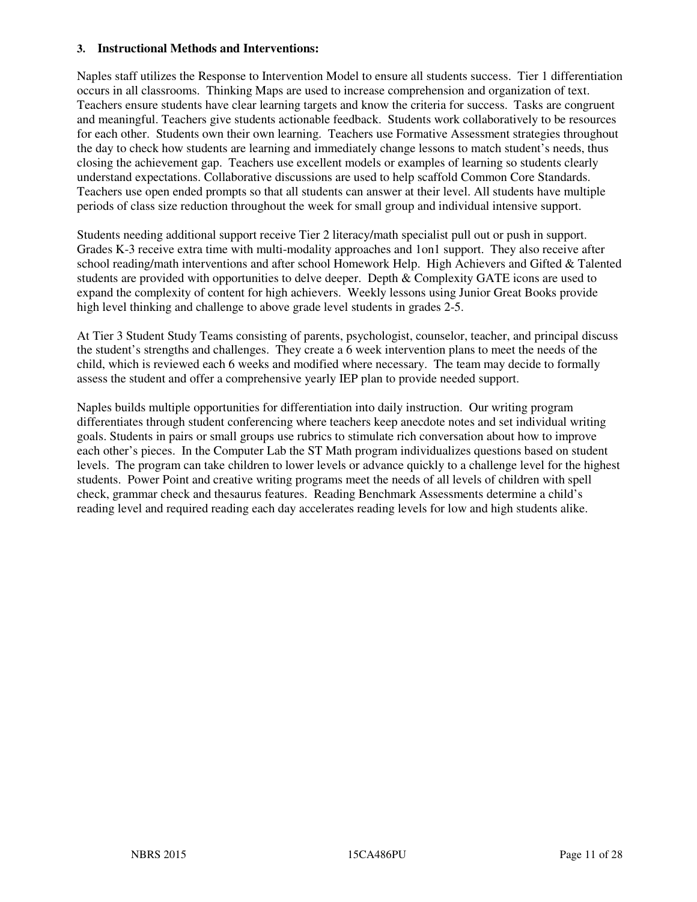### 3. Instructional Methods and Interventions:

Naples staff utilizes the Response to Intervention Model to ensure all students success. Tier 1 differentiation occurs in all classrooms. Thinking Maps are used to increase comprehension and organization of text. Teachers ensure students have clear learning targets and know the criteria for success. Tasks are congruent and meaningful. Teachers give students actionable feedback. Students work collaboratively to be resources for each other. Students own their own learning. Teachers use Formative Assessment strategies throughout the day to check how students are learning and immediately change lessons to match student's needs, thus closing the achievement gap. Teachers use excellent models or examples of learning so students clearly understand expectations. Collaborative discussions are used to help scaffold Common Core Standards. Teachers use open ended prompts so that all students can answer at their level. All students have multiple periods of class size reduction throughout the week for small group and individual intensive support.

Students needing additional support receive Tier 2 literacy/math specialist pull out or push in support. Grades K-3 receive extra time with multi-modality approaches and 1on1 support. They also receive after school reading/math interventions and after school Homework Help. High Achievers and Gifted & Talented students are provided with opportunities to delve deeper. Depth & Complexity GATE icons are used to expand the complexity of content for high achievers. Weekly lessons using Junior Great Books provide high level thinking and challenge to above grade level students in grades 2-5.

At Tier 3 Student Study Teams consisting of parents, psychologist, counselor, teacher, and principal discuss the student's strengths and challenges. They create a 6 week intervention plans to meet the needs of the child, which is reviewed each 6 weeks and modified where necessary. The team may decide to formally assess the student and offer a comprehensive yearly IEP plan to provide needed support.

Naples builds multiple opportunities for differentiation into daily instruction. Our writing program differentiates through student conferencing where teachers keep anecdote notes and set individual writing goals. Students in pairs or small groups use rubrics to stimulate rich conversation about how to improve each other's pieces. In the Computer Lab the ST Math program individualizes questions based on student levels. The program can take children to lower levels or advance quickly to a challenge level for the highest students. Power Point and creative writing programs meet the needs of all levels of children with spell check, grammar check and thesaurus features. Reading Benchmark Assessments determine a child's reading level and required reading each day accelerates reading levels for low and high students alike.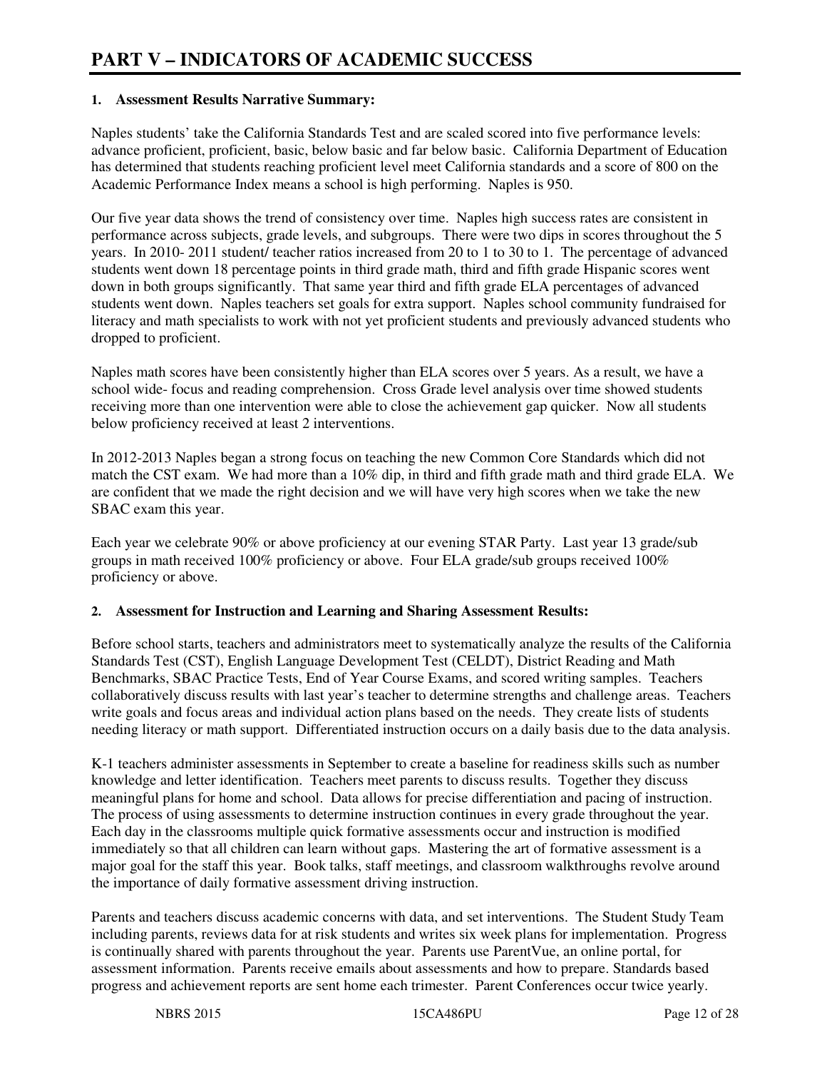# PART V – INDICATORS OF ACADEMIC SUCCESS

**1. Assessment Results Narrative Summary:**

Naples students' take the California Standards Test and are scaled scored into five performance levels: advance proficient, proficient, basic, below basic and far below basic. California Department of Education has determined that students reaching proficient level meet California standards and a score of 800 on the Academic Performance Index means a school is high performing. Naples is 950.

Our five year data shows the trend of consistency over time. Naples high success rates are consistent in performance across subjects, grade levels, and subgroups. There were two dips in scores throughout the 5 years. In 2010- 2011 student/ teacher ratios increased from 20 to 1 to 30 to 1. The percentage of advanced students went down 18 percentage points in third grade math, third and fifth grade Hispanic scores went down in both groups significantly. That same year third and fifth grade ELA percentages of advanced students went down. Naples teachers set goals for extra support. Naples school community fundraised for literacy and math specialists to work with not yet proficient students and previously advanced students who dropped to proficient.

Naples math scores have been consistently higher than ELA scores over 5 years. As a result, we have a school wide- focus and reading comprehension. Cross Grade level analysis over time showed students receiving more than one intervention were able to close the achievement gap quicker. Now all students below proficiency received at least 2 interventions.

In 2012-2013 Naples began a strong focus on teaching the new Common Core Standards which did not match the CST exam. We had more than a 10% dip, in third and fifth grade math and third grade ELA. We are confident that we made the right decision and we will have very high scores when we take the new SBAC exam this year.

Each year we celebrate 90% or above proficiency at our evening STAR Party. Last year 13 grade/sub groups in math received 100% proficiency or above. Four ELA grade/sub groups received 100% proficiency or above.

**2. Assessment for Instruction and Learning and Sharing Assessment Results:**

Before school starts, teachers and administrators meet to systematically analyze the results of the California Standards Test (CST), English Language Development Test (CELDT), District Reading and Math Benchmarks, SBAC Practice Tests, End of Year Course Exams, and scored writing samples. Teachers collaboratively discuss results with last year's teacher to determine strengths and challenge areas. Teachers write goals and focus areas and individual action plans based on the needs. They create lists of students needing literacy or math support. Differentiated instruction occurs on a daily basis due to the data analysis.

K-1 teachers administer assessments in September to create a baseline for readiness skills such as number knowledge and letter identification. Teachers meet parents to discuss results. Together they discuss meaningful plans for home and school. Data allows for precise differentiation and pacing of instruction. The process of using assessments to determine instruction continues in every grade throughout the year. Each day in the classrooms multiple quick formative assessments occur and instruction is modified immediately so that all children can learn without gaps. Mastering the art of formative assessment is a major goal for the staff this year. Book talks, staff meetings, and classroom walkthroughs revolve around the importance of daily formative assessment driving instruction.

Parents and teachers discuss academic concerns with data, and set interventions. The Student Study Team including parents, reviews data for at risk students and writes six week plans for implementation. Progress is continually shared with parents throughout the year. Parents use ParentVue, an online portal, for assessment information. Parents receive emails about assessments and how to prepare. Standards based progress and achievement reports are sent home each trimester. Parent Conferences occur twice yearly.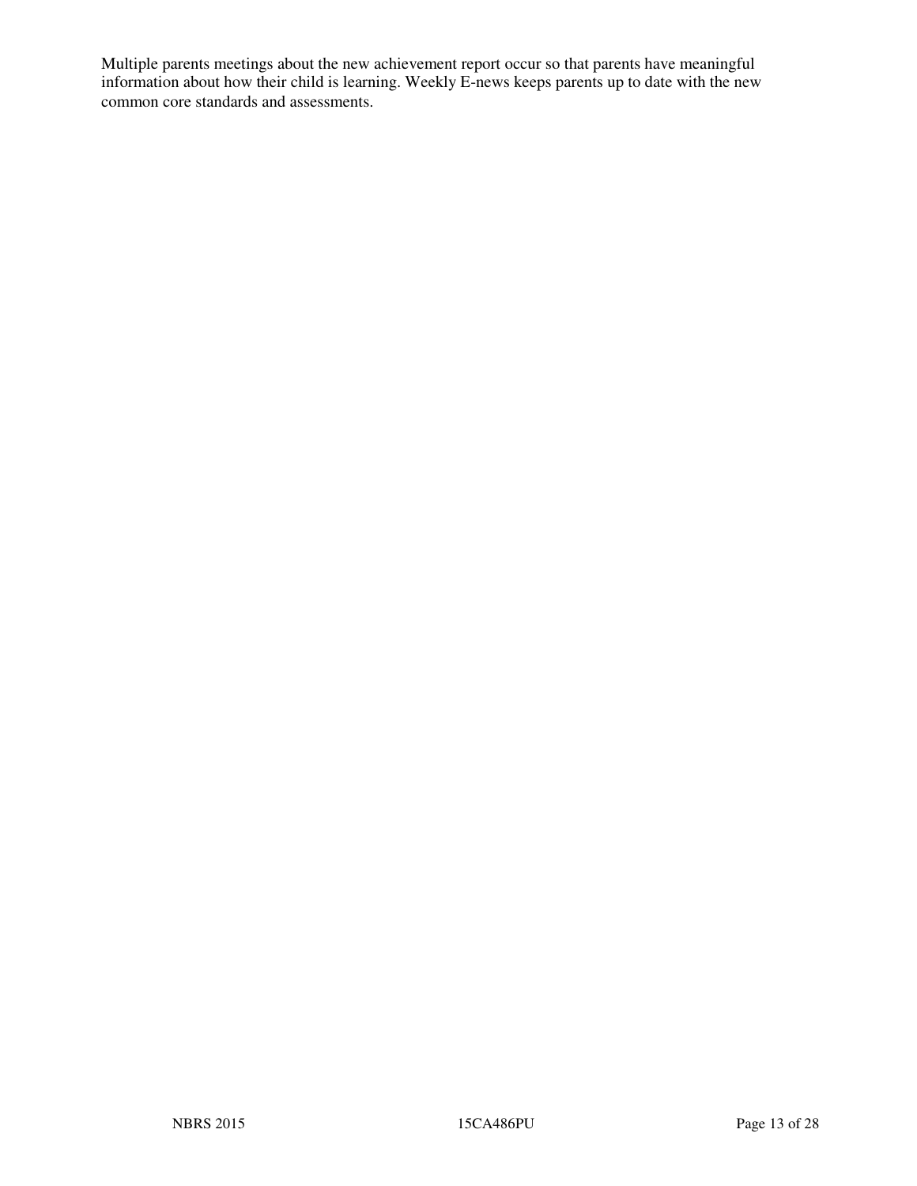Multiple parents meetings about the new achievement report occur so that parents have meaningful information about how their child is learning. Weekly E-news keeps parents up to date with the new common core standards and assessments.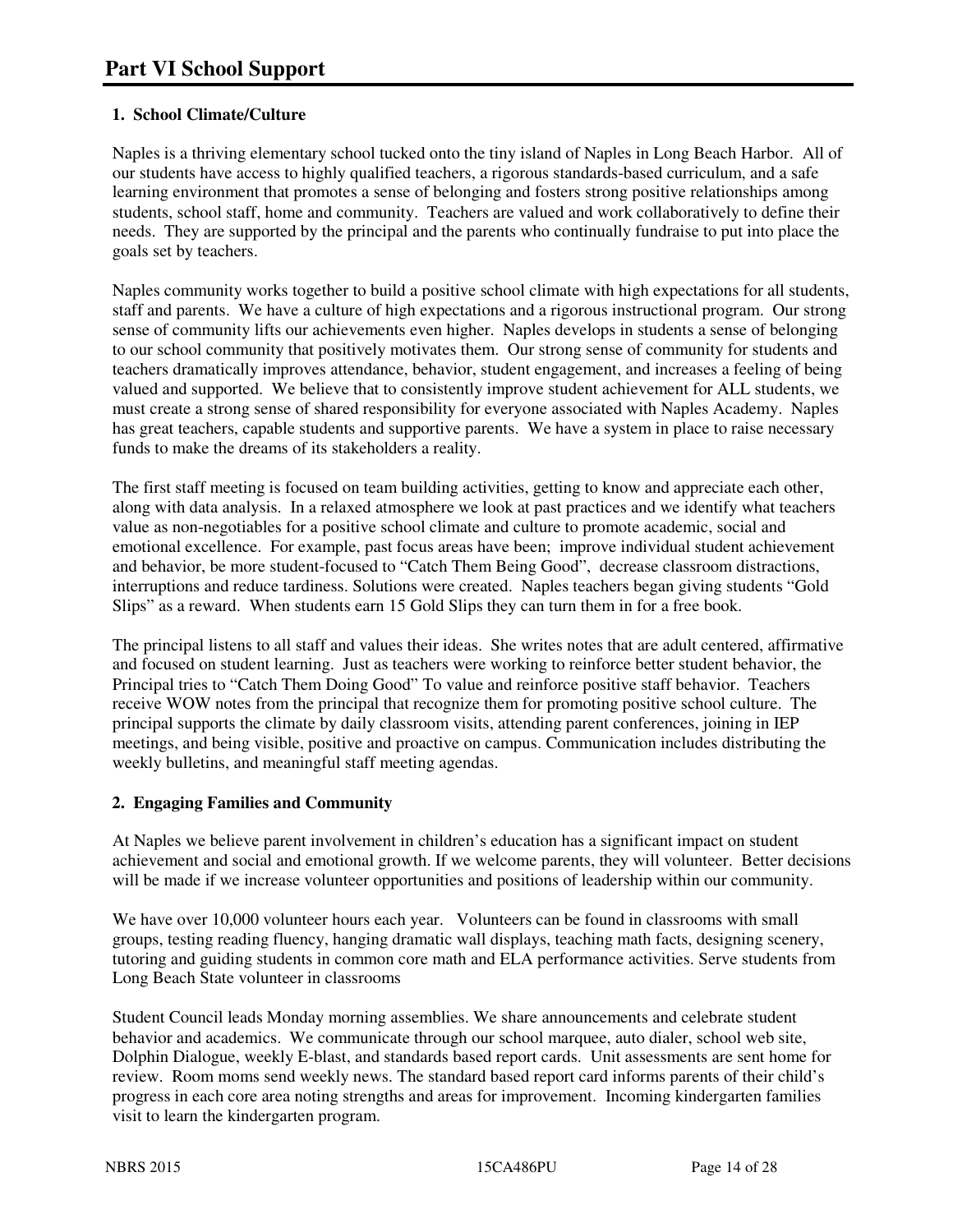# Part VI School Support

## 1. School Climate/Culture

Naples is a thriving elementary school tucked onto the tiny island of Naples in Long Beach Harbor. All of our students have access to highly qualified teachers, a rigorous standards-based curriculum, and a safe learning environment that promotes a sense of belonging and fosters strong positive relationships among students, school staff, home and community. Teachers are valued and work collaboratively to define their needs. They are supported by the principal and the parents who continually fundraise to put into place the goals set by teachers.

Naples community works together to build a positive school climate with high expectations for all students, staff and parents. We have a culture of high expectations and a rigorous instructional program. Our strong sense of community lifts our achievements even higher. Naples develops in students a sense of belonging to our school community that positively motivates them. Our strong sense of community for students and teachers dramatically improves attendance, behavior, student engagement, and increases a feeling of being valued and supported. We believe that to consistently improve student achievement for ALL students, we must create a strong sense of shared responsibility for everyone associated with Naples Academy. Naples has great teachers, capable students and supportive parents. We have a system in place to raise necessary funds to make the dreams of its stakeholders a reality.

The first staff meeting is focused on team building activities, getting to know and appreciate each other, along with data analysis. In a relaxed atmosphere we look at past practices and we identify what teachers value as non-negotiables for a positive school climate and culture to promote academic, social and emotional excellence. For example, past focus areas have been; improve individual student achievement and behavior, be more student-focused to "Catch Them Being Good", decrease classroom distractions, interruptions and reduce tardiness. Solutions were created. Naples teachers began giving students "Gold Slips" as a reward. When students earn 15 Gold Slips they can turn them in for a free book.

The principal listens to all staff and values their ideas. She writes notes that are adult centered, affirmative and focused on student learning. Just as teachers were working to reinforce better student behavior, the Principal tries to "Catch Them Doing Good" To value and reinforce positive staff behavior. Teachers receive WOW notes from the principal that recognize them for promoting positive school culture. The principal supports the climate by daily classroom visits, attending parent conferences, joining in IEP meetings, and being visible, positive and proactive on campus. Communication includes distributing the weekly bulletins, and meaningful staff meeting agendas.

## 2. Engaging Families and Community

At Naples we believe parent involvement in children's education has a significant impact on student achievement and social and emotional growth. If we welcome parents, they will volunteer. Better decisions will be made if we increase volunteer opportunities and positions of leadership within our community.

We have over 10,000 volunteer hours each year. Volunteers can be found in classrooms with small groups, testing reading fluency, hanging dramatic wall displays, teaching math facts, designing scenery, tutoring and guiding students in common core math and ELA performance activities. Serve students from Long Beach State volunteer in classrooms

Student Council leads Monday morning assemblies. We share announcements and celebrate student behavior and academics. We communicate through our school marquee, auto dialer, school web site, Dolphin Dialogue, weekly E-blast, and standards based report cards. Unit assessments are sent home for review. Room moms send weekly news. The standard based report card informs parents of their child's progress in each core area noting strengths and areas for improvement. Incoming kindergarten families visit to learn the kindergarten program.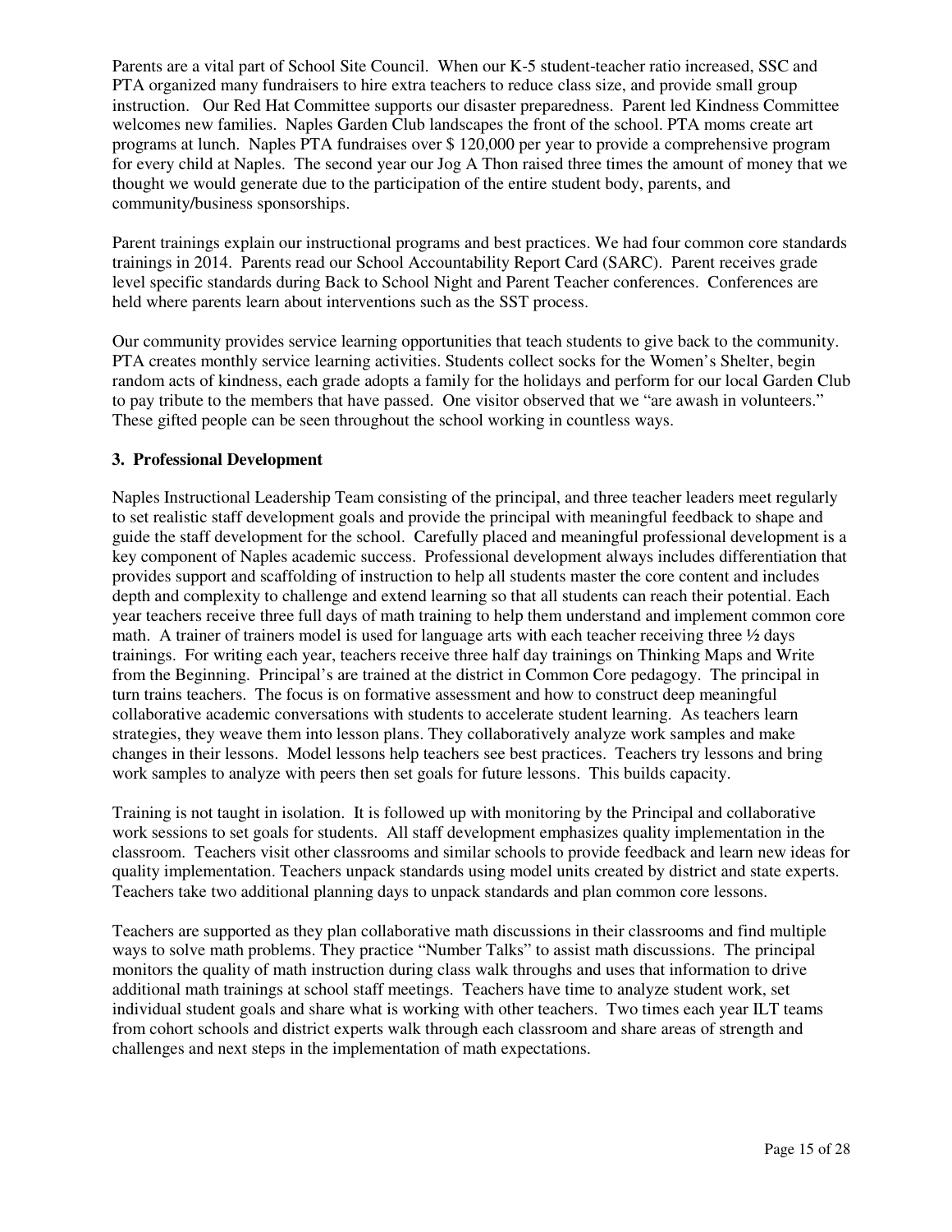Parents are a vital part of School Site Council. When our K-5 student-teacher ratio increased, SSC and PTA organized many fundraisers to hire extra teachers to reduce class size, and provide small group instruction. Our Red Hat Committee supports our disaster preparedness. Parent led Kindness Committee welcomes new families. Naples Garden Club landscapes the front of the school. PTA moms create art programs at lunch. Naples PTA fundraises over $ 120,000 per year to provide a comprehensive program for every child at Naples. The second year our Jog A Thon raised three times the amount of money that we thought we would generate due to the participation of the entire student body, parents, and community/business sponsorships.

Parent trainings explain our instructional programs and best practices. We had four common core standards trainings in 2014. Parents read our School Accountability Report Card (SARC). Parent receives grade level specific standards during Back to School Night and Parent Teacher conferences. Conferences are held where parents learn about interventions such as the SST process.

Our community provides service learning opportunities that teach students to give back to the community. PTA creates monthly service learning activities. Students collect socks for the Women's Shelter, begin random acts of kindness, each grade adopts a family for the holidays and perform for our local Garden Club to pay tribute to the members that have passed. One visitor observed that we "are awash in volunteers." These gifted people can be seen throughout the school working in countless ways.

### 3. Professional Development

Naples Instructional Leadership Team consisting of the principal, and three teacher leaders meet regularly to set realistic staff development goals and provide the principal with meaningful feedback to shape and guide the staff development for the school. Carefully placed and meaningful professional development is a key component of Naples academic success. Professional development always includes differentiation that provides support and scaffolding of instruction to help all students master the core content and includes depth and complexity to challenge and extend learning so that all students can reach their potential. Each year teachers receive three full days of math training to help them understand and implement common core math. A trainer of trainers model is used for language arts with each teacher receiving three ½ days trainings. For writing each year, teachers receive three half day trainings on Thinking Maps and Write from the Beginning. Principal's are trained at the district in Common Core pedagogy. The principal in turn trains teachers. The focus is on formative assessment and how to construct deep meaningful collaborative academic conversations with students to accelerate student learning. As teachers learn strategies, they weave them into lesson plans. They collaboratively analyze work samples and make changes in their lessons. Model lessons help teachers see best practices. Teachers try lessons and bring work samples to analyze with peers then set goals for future lessons. This builds capacity.

Training is not taught in isolation. It is followed up with monitoring by the Principal and collaborative work sessions to set goals for students. All staff development emphasizes quality implementation in the classroom. Teachers visit other classrooms and similar schools to provide feedback and learn new ideas for quality implementation. Teachers unpack standards using model units created by district and state experts. Teachers take two additional planning days to unpack standards and plan common core lessons.

Teachers are supported as they plan collaborative math discussions in their classrooms and find multiple ways to solve math problems. They practice "Number Talks" to assist math discussions. The principal monitors the quality of math instruction during class walk throughs and uses that information to drive additional math trainings at school staff meetings. Teachers have time to analyze student work, set individual student goals and share what is working with other teachers. Two times each year ILT teams from cohort schools and district experts walk through each classroom and share areas of strength and challenges and next steps in the implementation of math expectations.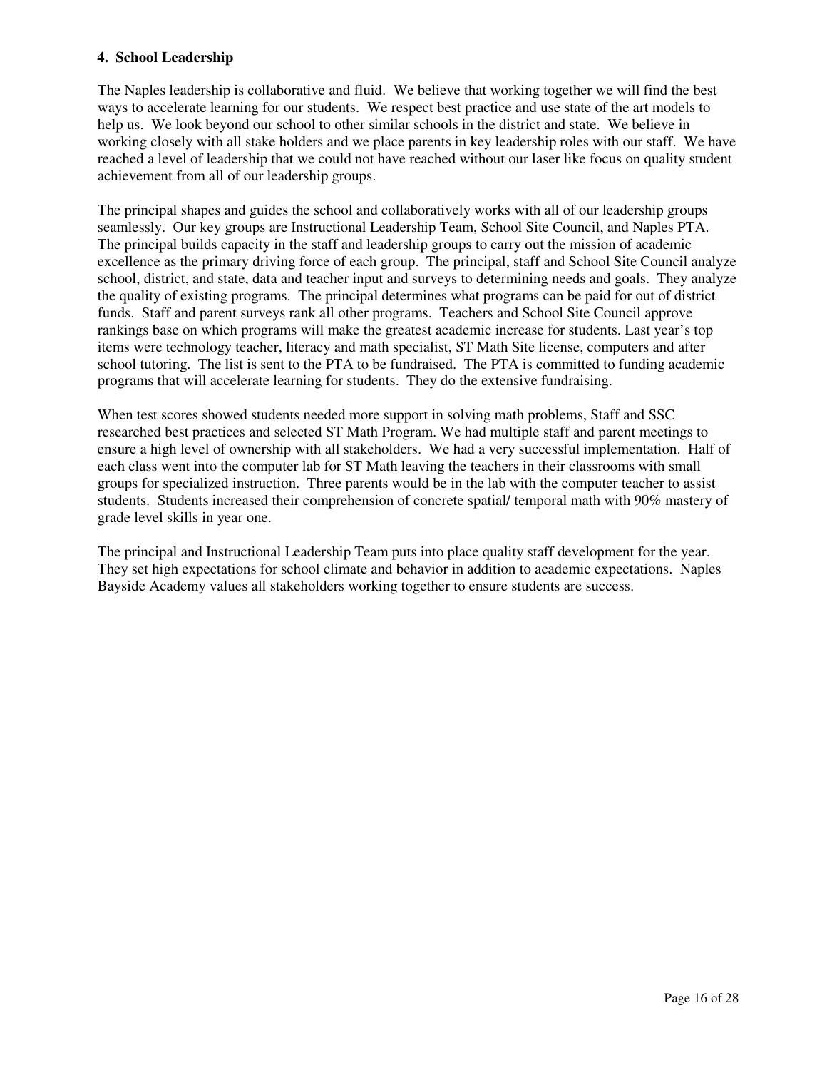#### 4. School Leadership

The Naples leadership is collaborative and fluid. We believe that working together we will find the best ways to accelerate learning for our students. We respect best practice and use state of the art models to help us. We look beyond our school to other similar schools in the district and state. We believe in working closely with all stake holders and we place parents in key leadership roles with our staff. We have reached a level of leadership that we could not have reached without our laser like focus on quality student achievement from all of our leadership groups.

The principal shapes and guides the school and collaboratively works with all of our leadership groups seamlessly. Our key groups are Instructional Leadership Team, School Site Council, and Naples PTA. The principal builds capacity in the staff and leadership groups to carry out the mission of academic excellence as the primary driving force of each group. The principal, staff and School Site Council analyze school, district, and state, data and teacher input and surveys to determining needs and goals. They analyze the quality of existing programs. The principal determines what programs can be paid for out of district funds. Staff and parent surveys rank all other programs. Teachers and School Site Council approve rankings base on which programs will make the greatest academic increase for students. Last year's top items were technology teacher, literacy and math specialist, ST Math Site license, computers and after school tutoring. The list is sent to the PTA to be fundraised. The PTA is committed to funding academic programs that will accelerate learning for students. They do the extensive fundraising.

When test scores showed students needed more support in solving math problems, Staff and SSC researched best practices and selected ST Math Program. We had multiple staff and parent meetings to ensure a high level of ownership with all stakeholders. We had a very successful implementation. Half of each class went into the computer lab for ST Math leaving the teachers in their classrooms with small groups for specialized instruction. Three parents would be in the lab with the computer teacher to assist students. Students increased their comprehension of concrete spatial/ temporal math with 90% mastery of grade level skills in year one.

The principal and Instructional Leadership Team puts into place quality staff development for the year. They set high expectations for school climate and behavior in addition to academic expectations. Naples Bayside Academy values all stakeholders working together to ensure students are success.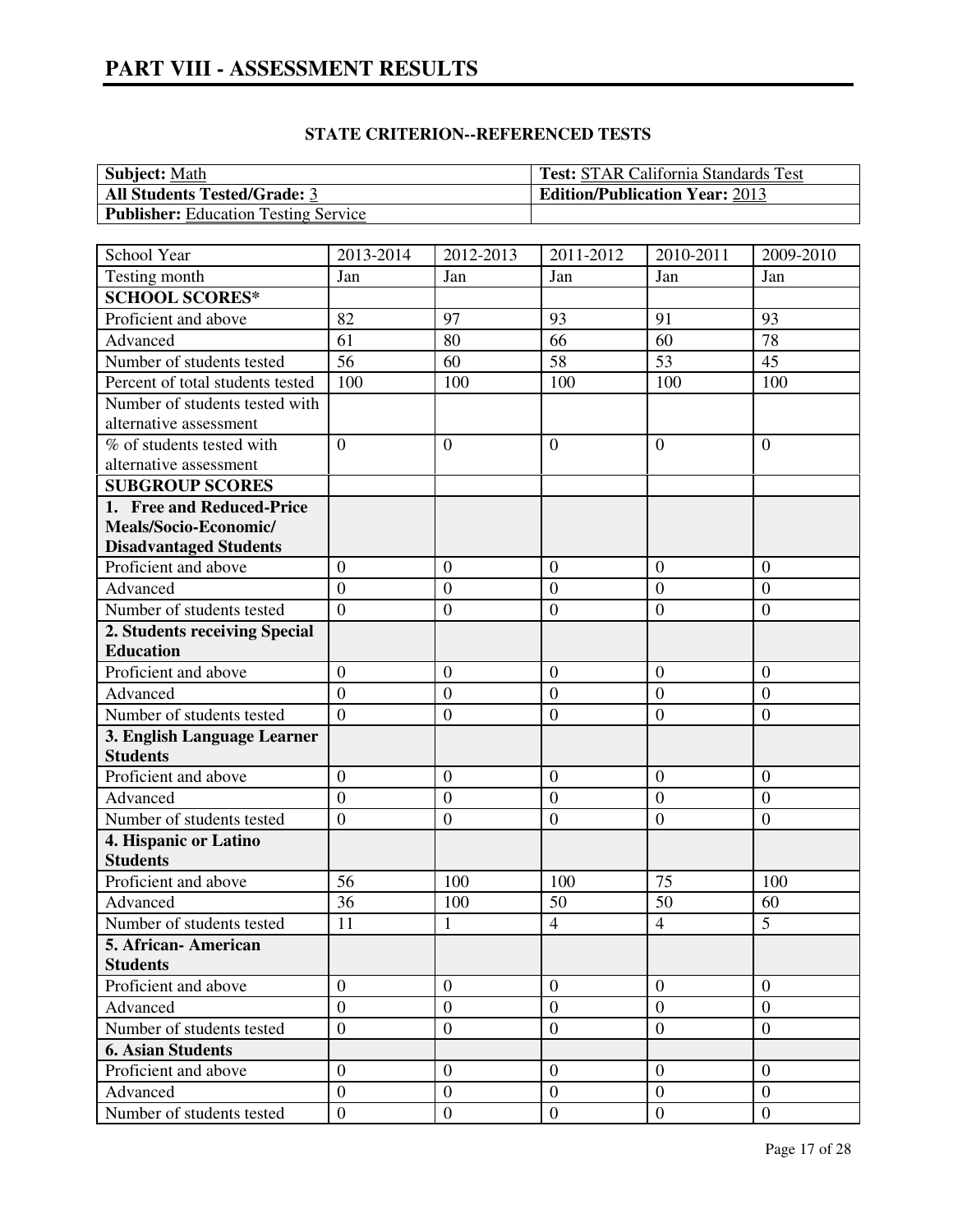# PART VIII - ASSESSMENT RESULTS

### STATE CRITERION--REFERENCED TESTS

| **Subject:** Math | **Test:** STAR California Standards Test |
|---|---|
| **All Students Tested/Grade:** 3 | **Edition/Publication Year:** 2013 |
| **Publisher:** Education Testing Service | |

| School Year | 2013-2014 | 2012-2013 | 2011-2012 | 2010-2011 | 2009-2010 |
|---|---|---|---|---|---|
| Testing month | Jan | Jan | Jan | Jan | Jan |
| **SCHOOL SCORES*** | | | | | |
| Proficient and above | 82 | 97 | 93 | 91 | 93 |
| Advanced | 61 | 80 | 66 | 60 | 78 |
| Number of students tested | 56 | 60 | 58 | 53 | 45 |
| Percent of total students tested | 100 | 100 | 100 | 100 | 100 |
| Number of students tested with alternative assessment | | | | | |
| % of students tested with alternative assessment | 0 | 0 | 0 | 0 | 0 |
| **SUBGROUP SCORES** | | | | | |
| **1. Free and Reduced-Price Meals/Socio-Economic/ Disadvantaged Students** | | | | | |
| Proficient and above | 0 | 0 | 0 | 0 | 0 |
| Advanced | 0 | 0 | 0 | 0 | 0 |
| Number of students tested | 0 | 0 | 0 | 0 | 0 |
| **2. Students receiving Special Education** | | | | | |
| Proficient and above | 0 | 0 | 0 | 0 | 0 |
| Advanced | 0 | 0 | 0 | 0 | 0 |
| Number of students tested | 0 | 0 | 0 | 0 | 0 |
| **3. English Language Learner Students** | | | | | |
| Proficient and above | 0 | 0 | 0 | 0 | 0 |
| Advanced | 0 | 0 | 0 | 0 | 0 |
| Number of students tested | 0 | 0 | 0 | 0 | 0 |
| **4. Hispanic or Latino Students** | | | | | |
| Proficient and above | 56 | 100 | 100 | 75 | 100 |
| Advanced | 36 | 100 | 50 | 50 | 60 |
| Number of students tested | 11 | 1 | 4 | 4 | 5 |
| **5. African- American Students** | | | | | |
| Proficient and above | 0 | 0 | 0 | 0 | 0 |
| Advanced | 0 | 0 | 0 | 0 | 0 |
| Number of students tested | 0 | 0 | 0 | 0 | 0 |
| **6. Asian Students** | | | | | |
| Proficient and above | 0 | 0 | 0 | 0 | 0 |
| Advanced | 0 | 0 | 0 | 0 | 0 |
| Number of students tested | 0 | 0 | 0 | 0 | 0 |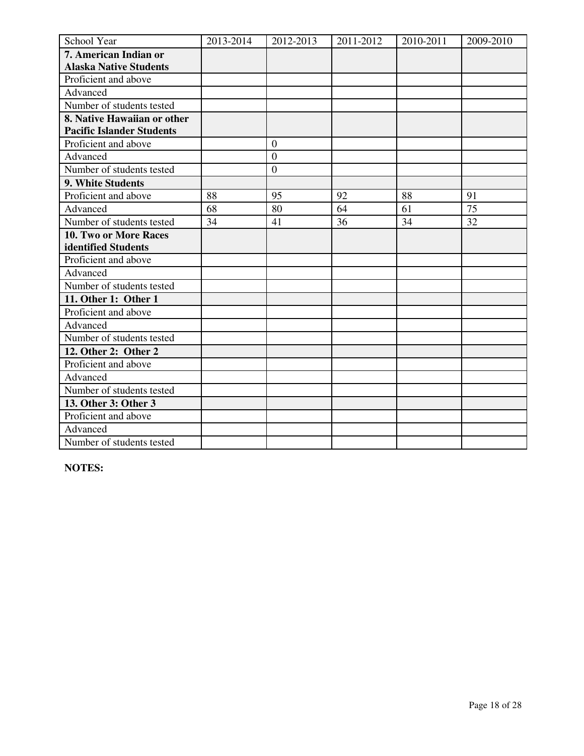| School Year | 2013-2014 | 2012-2013 | 2011-2012 | 2010-2011 | 2009-2010 |
|---|---|---|---|---|---|
| **7. American Indian or Alaska Native Students** | | | | | |
| Proficient and above | | | | | |
| Advanced | | | | | |
| Number of students tested | | | | | |
| **8. Native Hawaiian or other Pacific Islander Students** | | | | | |
| Proficient and above | | 0 | | | |
| Advanced | | 0 | | | |
| Number of students tested | | 0 | | | |
| **9. White Students** | | | | | |
| Proficient and above | 88 | 95 | 92 | 88 | 91 |
| Advanced | 68 | 80 | 64 | 61 | 75 |
| Number of students tested | 34 | 41 | 36 | 34 | 32 |
| **10. Two or More Races identified Students** | | | | | |
| Proficient and above | | | | | |
| Advanced | | | | | |
| Number of students tested | | | | | |
| **11. Other 1: Other 1** | | | | | |
| Proficient and above | | | | | |
| Advanced | | | | | |
| Number of students tested | | | | | |
| **12. Other 2: Other 2** | | | | | |
| Proficient and above | | | | | |
| Advanced | | | | | |
| Number of students tested | | | | | |
| **13. Other 3: Other 3** | | | | | |
| Proficient and above | | | | | |
| Advanced | | | | | |
| Number of students tested | | | | | |

**NOTES:**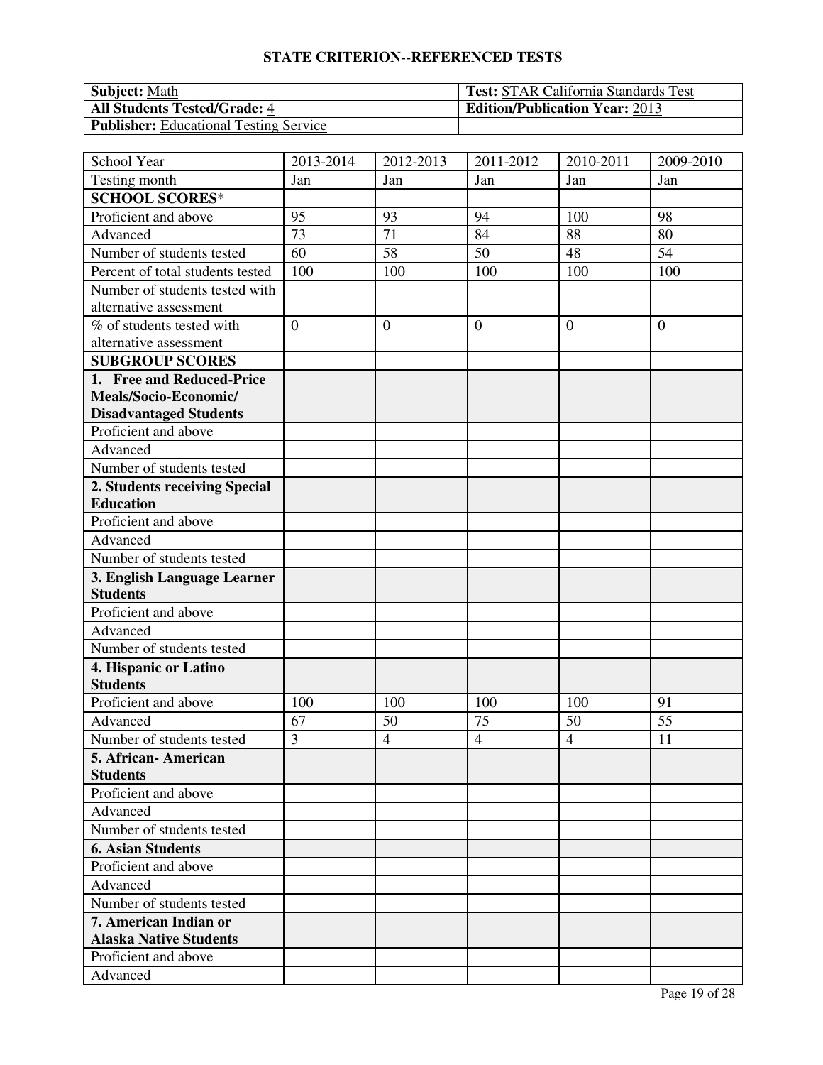## STATE CRITERION--REFERENCED TESTS

| **Subject:** Math | **Test:** STAR California Standards Test |
|---|---|
| **All Students Tested/Grade:** 4 | **Edition/Publication Year:** 2013 |
| **Publisher:** Educational Testing Service | |

| School Year | 2013-2014 | 2012-2013 | 2011-2012 | 2010-2011 | 2009-2010 |
|---|---|---|---|---|---|
| Testing month | Jan | Jan | Jan | Jan | Jan |
| **SCHOOL SCORES*** | | | | | |
| Proficient and above | 95 | 93 | 94 | 100 | 98 |
| Advanced | 73 | 71 | 84 | 88 | 80 |
| Number of students tested | 60 | 58 | 50 | 48 | 54 |
| Percent of total students tested | 100 | 100 | 100 | 100 | 100 |
| Number of students tested with alternative assessment | | | | | |
| % of students tested with alternative assessment | 0 | 0 | 0 | 0 | 0 |
| **SUBGROUP SCORES** | | | | | |
| **1. Free and Reduced-Price Meals/Socio-Economic/ Disadvantaged Students** | | | | | |
| Proficient and above | | | | | |
| Advanced | | | | | |
| Number of students tested | | | | | |
| **2. Students receiving Special Education** | | | | | |
| Proficient and above | | | | | |
| Advanced | | | | | |
| Number of students tested | | | | | |
| **3. English Language Learner Students** | | | | | |
| Proficient and above | | | | | |
| Advanced | | | | | |
| Number of students tested | | | | | |
| **4. Hispanic or Latino Students** | | | | | |
| Proficient and above | 100 | 100 | 100 | 100 | 91 |
| Advanced | 67 | 50 | 75 | 50 | 55 |
| Number of students tested | 3 | 4 | 4 | 4 | 11 |
| **5. African- American Students** | | | | | |
| Proficient and above | | | | | |
| Advanced | | | | | |
| Number of students tested | | | | | |
| **6. Asian Students** | | | | | |
| Proficient and above | | | | | |
| Advanced | | | | | |
| Number of students tested | | | | | |
| **7. American Indian or Alaska Native Students** | | | | | |
| Proficient and above | | | | | |
| Advanced | | | | | |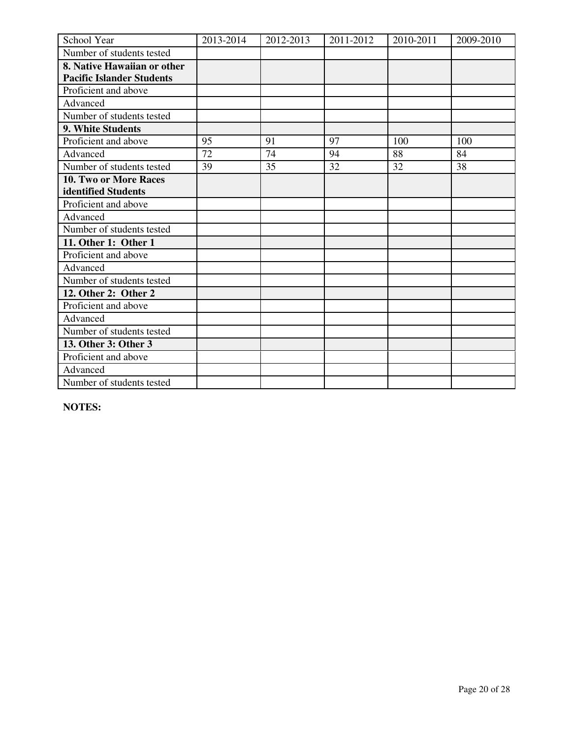| School Year | 2013-2014 | 2012-2013 | 2011-2012 | 2010-2011 | 2009-2010 |
|---|---|---|---|---|---|
| Number of students tested | | | | | |
| **8. Native Hawaiian or other Pacific Islander Students** | | | | | |
| Proficient and above | | | | | |
| Advanced | | | | | |
| Number of students tested | | | | | |
| **9. White Students** | | | | | |
| Proficient and above | 95 | 91 | 97 | 100 | 100 |
| Advanced | 72 | 74 | 94 | 88 | 84 |
| Number of students tested | 39 | 35 | 32 | 32 | 38 |
| **10. Two or More Races identified Students** | | | | | |
| Proficient and above | | | | | |
| Advanced | | | | | |
| Number of students tested | | | | | |
| **11. Other 1: Other 1** | | | | | |
| Proficient and above | | | | | |
| Advanced | | | | | |
| Number of students tested | | | | | |
| **12. Other 2: Other 2** | | | | | |
| Proficient and above | | | | | |
| Advanced | | | | | |
| Number of students tested | | | | | |
| **13. Other 3: Other 3** | | | | | |
| Proficient and above | | | | | |
| Advanced | | | | | |
| Number of students tested | | | | | |

**NOTES:**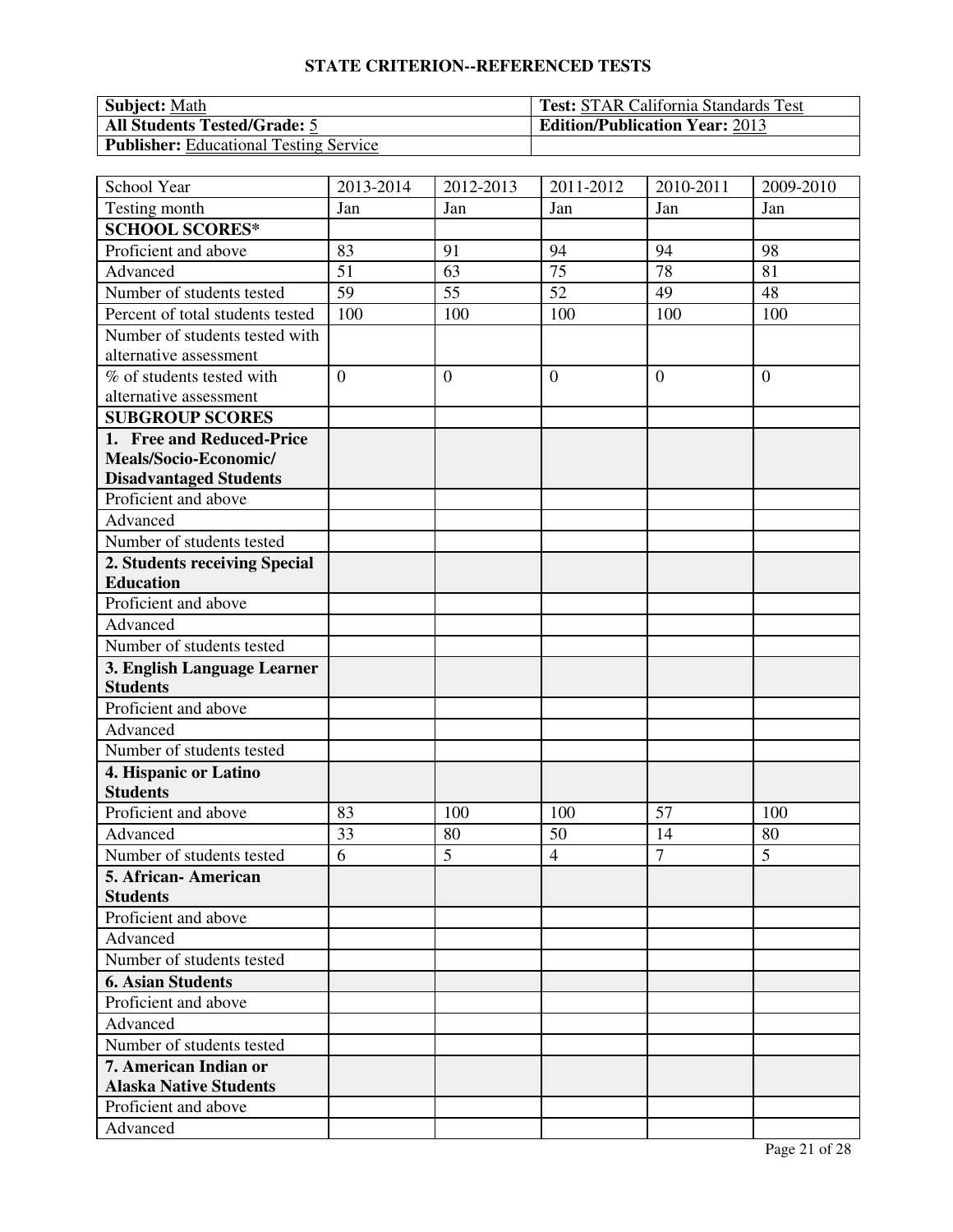## STATE CRITERION--REFERENCED TESTS

| **Subject:** Math | **Test:** STAR California Standards Test |
|---|---|
| **All Students Tested/Grade:** 5 | **Edition/Publication Year:** 2013 |
| **Publisher:** Educational Testing Service | |

| School Year | 2013-2014 | 2012-2013 | 2011-2012 | 2010-2011 | 2009-2010 |
|---|---|---|---|---|---|
| Testing month | Jan | Jan | Jan | Jan | Jan |
| **SCHOOL SCORES*** | | | | | |
| Proficient and above | 83 | 91 | 94 | 94 | 98 |
| Advanced | 51 | 63 | 75 | 78 | 81 |
| Number of students tested | 59 | 55 | 52 | 49 | 48 |
| Percent of total students tested | 100 | 100 | 100 | 100 | 100 |
| Number of students tested with alternative assessment | | | | | |
| % of students tested with alternative assessment | 0 | 0 | 0 | 0 | 0 |
| **SUBGROUP SCORES** | | | | | |
| **1. Free and Reduced-Price Meals/Socio-Economic/ Disadvantaged Students** | | | | | |
| Proficient and above | | | | | |
| Advanced | | | | | |
| Number of students tested | | | | | |
| **2. Students receiving Special Education** | | | | | |
| Proficient and above | | | | | |
| Advanced | | | | | |
| Number of students tested | | | | | |
| **3. English Language Learner Students** | | | | | |
| Proficient and above | | | | | |
| Advanced | | | | | |
| Number of students tested | | | | | |
| **4. Hispanic or Latino Students** | | | | | |
| Proficient and above | 83 | 100 | 100 | 57 | 100 |
| Advanced | 33 | 80 | 50 | 14 | 80 |
| Number of students tested | 6 | 5 | 4 | 7 | 5 |
| **5. African- American Students** | | | | | |
| Proficient and above | | | | | |
| Advanced | | | | | |
| Number of students tested | | | | | |
| **6. Asian Students** | | | | | |
| Proficient and above | | | | | |
| Advanced | | | | | |
| Number of students tested | | | | | |
| **7. American Indian or Alaska Native Students** | | | | | |
| Proficient and above | | | | | |
| Advanced | | | | | |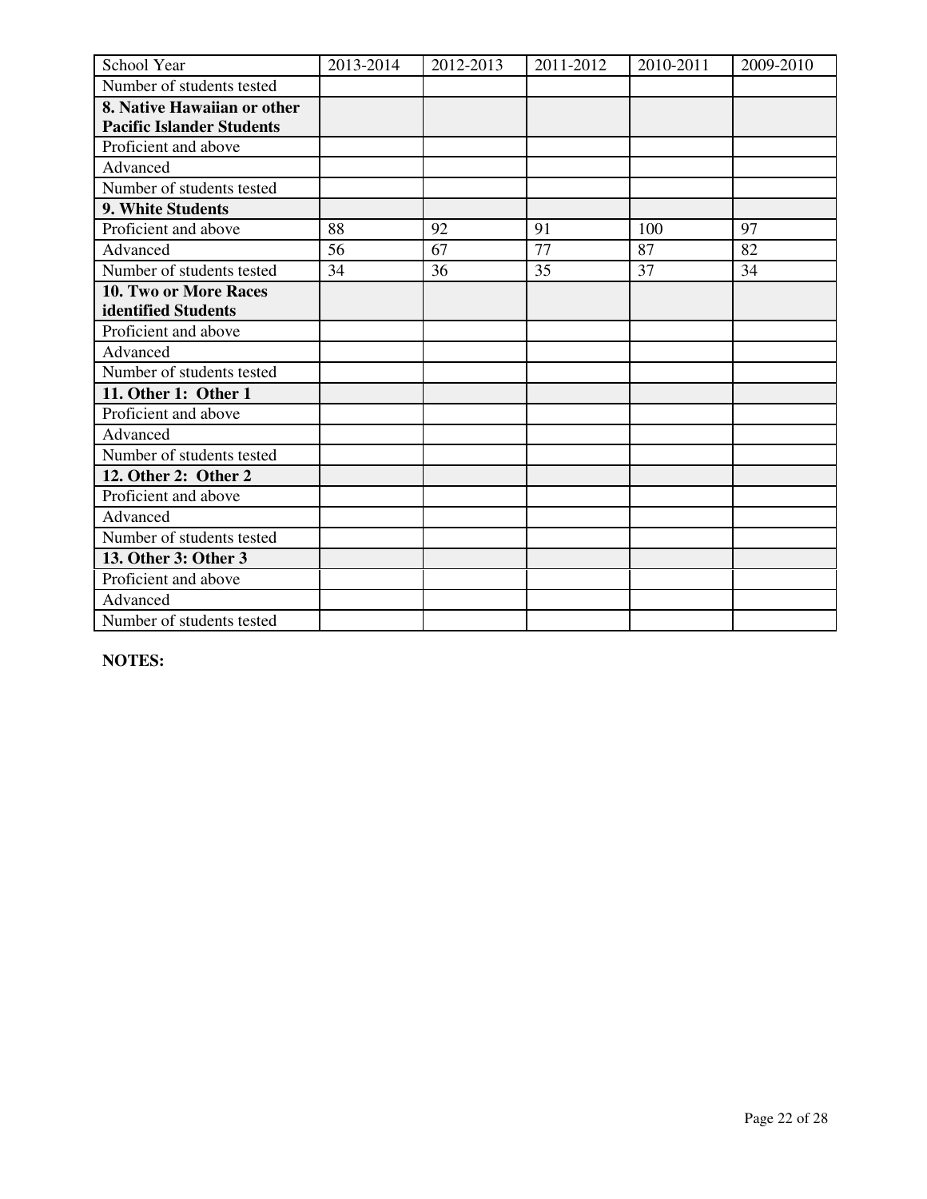| School Year | 2013-2014 | 2012-2013 | 2011-2012 | 2010-2011 | 2009-2010 |
| --- | --- | --- | --- | --- | --- |
| Number of students tested | | | | | |
| **8. Native Hawaiian or other Pacific Islander Students** | | | | | |
| Proficient and above | | | | | |
| Advanced | | | | | |
| Number of students tested | | | | | |
| **9. White Students** | | | | | |
| Proficient and above | 88 | 92 | 91 | 100 | 97 |
| Advanced | 56 | 67 | 77 | 87 | 82 |
| Number of students tested | 34 | 36 | 35 | 37 | 34 |
| **10. Two or More Races identified Students** | | | | | |
| Proficient and above | | | | | |
| Advanced | | | | | |
| Number of students tested | | | | | |
| **11. Other 1: Other 1** | | | | | |
| Proficient and above | | | | | |
| Advanced | | | | | |
| Number of students tested | | | | | |
| **12. Other 2: Other 2** | | | | | |
| Proficient and above | | | | | |
| Advanced | | | | | |
| Number of students tested | | | | | |
| **13. Other 3: Other 3** | | | | | |
| Proficient and above | | | | | |
| Advanced | | | | | |
| Number of students tested | | | | | |

**NOTES:**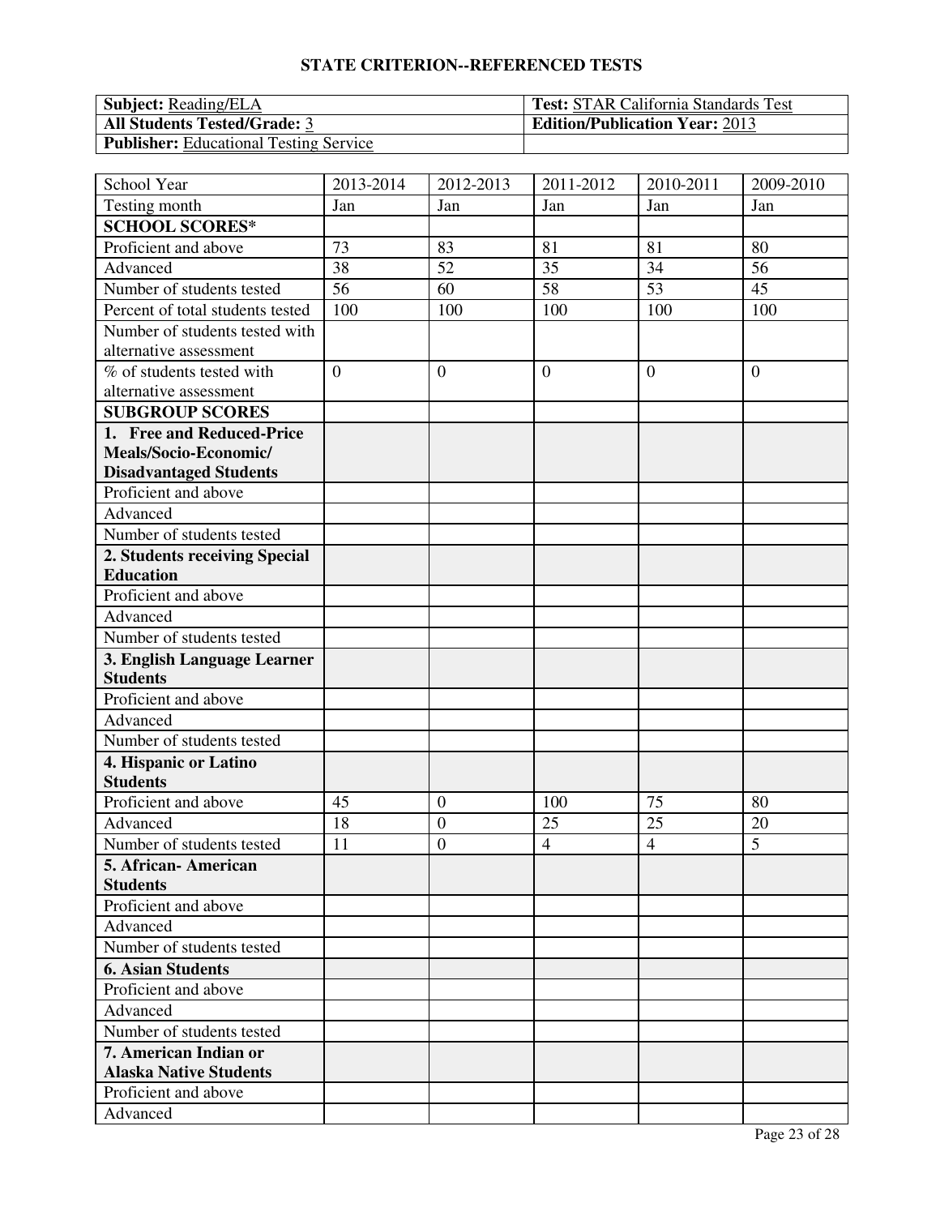## STATE CRITERION--REFERENCED TESTS

| **Subject:** Reading/ELA | **Test:** STAR California Standards Test |
|---|---|
| **All Students Tested/Grade:** 3 | **Edition/Publication Year:** 2013 |
| **Publisher:** Educational Testing Service | |

| School Year | 2013-2014 | 2012-2013 | 2011-2012 | 2010-2011 | 2009-2010 |
|---|---|---|---|---|---|
| Testing month | Jan | Jan | Jan | Jan | Jan |
| **SCHOOL SCORES*** | | | | | |
| Proficient and above | 73 | 83 | 81 | 81 | 80 |
| Advanced | 38 | 52 | 35 | 34 | 56 |
| Number of students tested | 56 | 60 | 58 | 53 | 45 |
| Percent of total students tested | 100 | 100 | 100 | 100 | 100 |
| Number of students tested with alternative assessment | | | | | |
| % of students tested with alternative assessment | 0 | 0 | 0 | 0 | 0 |
| **SUBGROUP SCORES** | | | | | |
| **1. Free and Reduced-Price Meals/Socio-Economic/ Disadvantaged Students** | | | | | |
| Proficient and above | | | | | |
| Advanced | | | | | |
| Number of students tested | | | | | |
| **2. Students receiving Special Education** | | | | | |
| Proficient and above | | | | | |
| Advanced | | | | | |
| Number of students tested | | | | | |
| **3. English Language Learner Students** | | | | | |
| Proficient and above | | | | | |
| Advanced | | | | | |
| Number of students tested | | | | | |
| **4. Hispanic or Latino Students** | | | | | |
| Proficient and above | 45 | 0 | 100 | 75 | 80 |
| Advanced | 18 | 0 | 25 | 25 | 20 |
| Number of students tested | 11 | 0 | 4 | 4 | 5 |
| **5. African- American Students** | | | | | |
| Proficient and above | | | | | |
| Advanced | | | | | |
| Number of students tested | | | | | |
| **6. Asian Students** | | | | | |
| Proficient and above | | | | | |
| Advanced | | | | | |
| Number of students tested | | | | | |
| **7. American Indian or Alaska Native Students** | | | | | |
| Proficient and above | | | | | |
| Advanced | | | | | |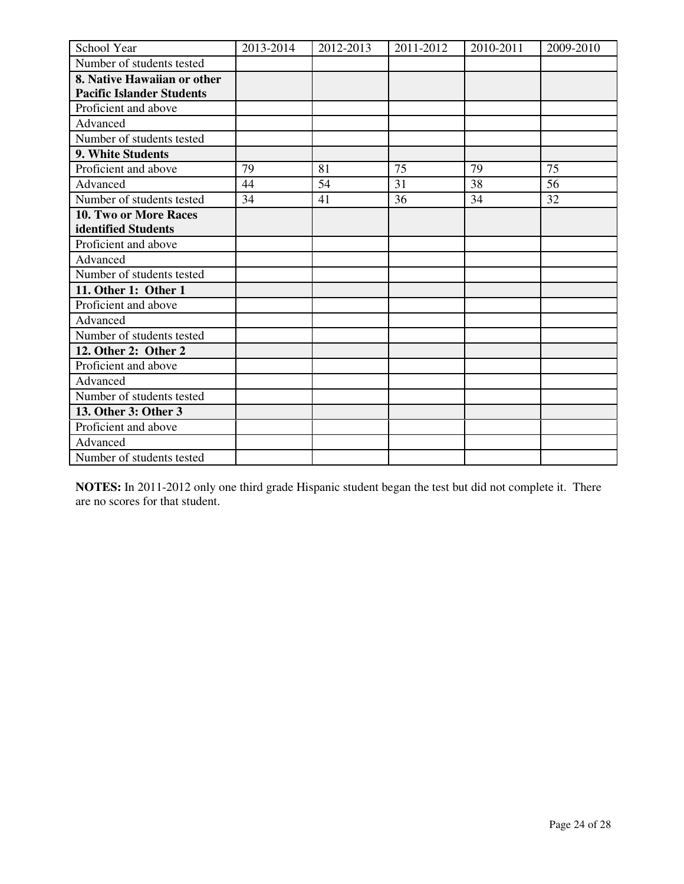| School Year | 2013-2014 | 2012-2013 | 2011-2012 | 2010-2011 | 2009-2010 |
|---|---|---|---|---|---|
| Number of students tested | | | | | |
| **8. Native Hawaiian or other Pacific Islander Students** | | | | | |
| Proficient and above | | | | | |
| Advanced | | | | | |
| Number of students tested | | | | | |
| **9. White Students** | | | | | |
| Proficient and above | 79 | 81 | 75 | 79 | 75 |
| Advanced | 44 | 54 | 31 | 38 | 56 |
| Number of students tested | 34 | 41 | 36 | 34 | 32 |
| **10. Two or More Races identified Students** | | | | | |
| Proficient and above | | | | | |
| Advanced | | | | | |
| Number of students tested | | | | | |
| **11. Other 1: Other 1** | | | | | |
| Proficient and above | | | | | |
| Advanced | | | | | |
| Number of students tested | | | | | |
| **12. Other 2: Other 2** | | | | | |
| Proficient and above | | | | | |
| Advanced | | | | | |
| Number of students tested | | | | | |
| **13. Other 3: Other 3** | | | | | |
| Proficient and above | | | | | |
| Advanced | | | | | |
| Number of students tested | | | | | |

**NOTES:** In 2011-2012 only one third grade Hispanic student began the test but did not complete it. There are no scores for that student.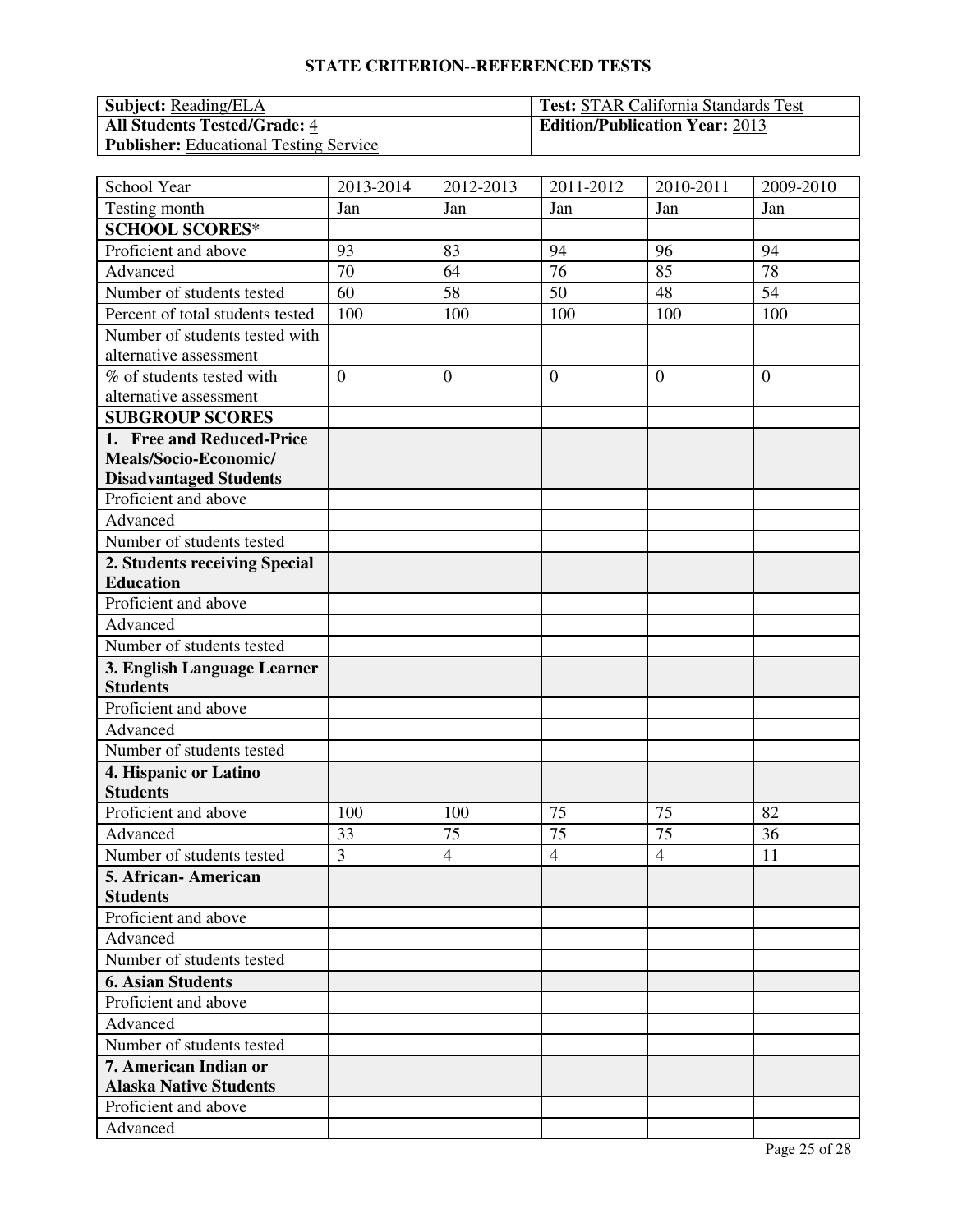## STATE CRITERION--REFERENCED TESTS

| **Subject:** Reading/ELA | **Test:** STAR California Standards Test |
|---|---|
| **All Students Tested/Grade:** 4 | **Edition/Publication Year:** 2013 |
| **Publisher:** Educational Testing Service | |

| School Year | 2013-2014 | 2012-2013 | 2011-2012 | 2010-2011 | 2009-2010 |
|---|---|---|---|---|---|
| Testing month | Jan | Jan | Jan | Jan | Jan |
| **SCHOOL SCORES*** | | | | | |
| Proficient and above | 93 | 83 | 94 | 96 | 94 |
| Advanced | 70 | 64 | 76 | 85 | 78 |
| Number of students tested | 60 | 58 | 50 | 48 | 54 |
| Percent of total students tested | 100 | 100 | 100 | 100 | 100 |
| Number of students tested with alternative assessment | | | | | |
| % of students tested with alternative assessment | 0 | 0 | 0 | 0 | 0 |
| **SUBGROUP SCORES** | | | | | |
| **1. Free and Reduced-Price Meals/Socio-Economic/ Disadvantaged Students** | | | | | |
| Proficient and above | | | | | |
| Advanced | | | | | |
| Number of students tested | | | | | |
| **2. Students receiving Special Education** | | | | | |
| Proficient and above | | | | | |
| Advanced | | | | | |
| Number of students tested | | | | | |
| **3. English Language Learner Students** | | | | | |
| Proficient and above | | | | | |
| Advanced | | | | | |
| Number of students tested | | | | | |
| **4. Hispanic or Latino Students** | | | | | |
| Proficient and above | 100 | 100 | 75 | 75 | 82 |
| Advanced | 33 | 75 | 75 | 75 | 36 |
| Number of students tested | 3 | 4 | 4 | 4 | 11 |
| **5. African- American Students** | | | | | |
| Proficient and above | | | | | |
| Advanced | | | | | |
| Number of students tested | | | | | |
| **6. Asian Students** | | | | | |
| Proficient and above | | | | | |
| Advanced | | | | | |
| Number of students tested | | | | | |
| **7. American Indian or Alaska Native Students** | | | | | |
| Proficient and above | | | | | |
| Advanced | | | | | |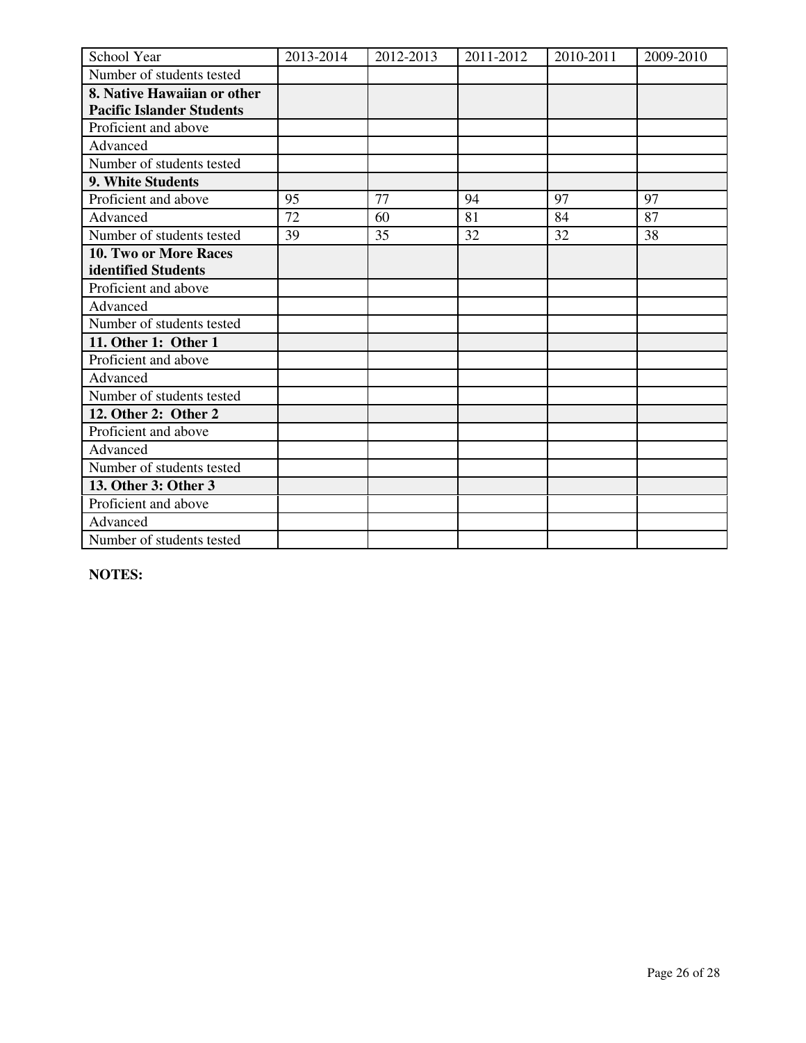| School Year | 2013-2014 | 2012-2013 | 2011-2012 | 2010-2011 | 2009-2010 |
|---|---|---|---|---|---|
| Number of students tested | | | | | |
| **8. Native Hawaiian or other Pacific Islander Students** | | | | | |
| Proficient and above | | | | | |
| Advanced | | | | | |
| Number of students tested | | | | | |
| **9. White Students** | | | | | |
| Proficient and above | 95 | 77 | 94 | 97 | 97 |
| Advanced | 72 | 60 | 81 | 84 | 87 |
| Number of students tested | 39 | 35 | 32 | 32 | 38 |
| **10. Two or More Races identified Students** | | | | | |
| Proficient and above | | | | | |
| Advanced | | | | | |
| Number of students tested | | | | | |
| **11. Other 1: Other 1** | | | | | |
| Proficient and above | | | | | |
| Advanced | | | | | |
| Number of students tested | | | | | |
| **12. Other 2: Other 2** | | | | | |
| Proficient and above | | | | | |
| Advanced | | | | | |
| Number of students tested | | | | | |
| **13. Other 3: Other 3** | | | | | |
| Proficient and above | | | | | |
| Advanced | | | | | |
| Number of students tested | | | | | |

**NOTES:**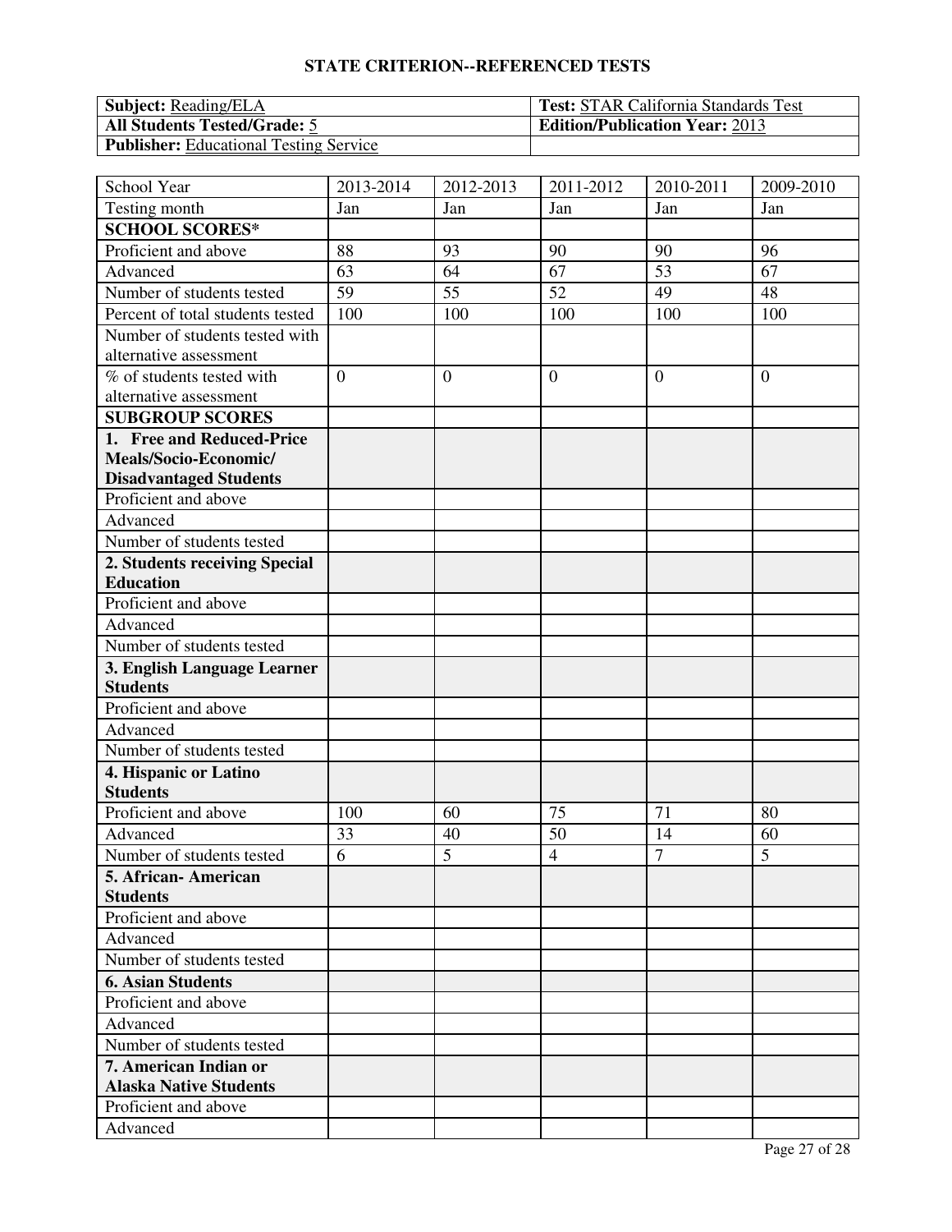**STATE CRITERION--REFERENCED TESTS**

| **Subject:** Reading/ELA | **Test:** STAR California Standards Test |
|---|---|
| **All Students Tested/Grade:** 5 | **Edition/Publication Year:** 2013 |
| **Publisher:** Educational Testing Service | |

| School Year | 2013-2014 | 2012-2013 | 2011-2012 | 2010-2011 | 2009-2010 |
|---|---|---|---|---|---|
| Testing month | Jan | Jan | Jan | Jan | Jan |
| **SCHOOL SCORES*** | | | | | |
| Proficient and above | 88 | 93 | 90 | 90 | 96 |
| Advanced | 63 | 64 | 67 | 53 | 67 |
| Number of students tested | 59 | 55 | 52 | 49 | 48 |
| Percent of total students tested | 100 | 100 | 100 | 100 | 100 |
| Number of students tested with alternative assessment | | | | | |
| % of students tested with alternative assessment | 0 | 0 | 0 | 0 | 0 |
| **SUBGROUP SCORES** | | | | | |
| **1. Free and Reduced-Price Meals/Socio-Economic/ Disadvantaged Students** | | | | | |
| Proficient and above | | | | | |
| Advanced | | | | | |
| Number of students tested | | | | | |
| **2. Students receiving Special Education** | | | | | |
| Proficient and above | | | | | |
| Advanced | | | | | |
| Number of students tested | | | | | |
| **3. English Language Learner Students** | | | | | |
| Proficient and above | | | | | |
| Advanced | | | | | |
| Number of students tested | | | | | |
| **4. Hispanic or Latino Students** | | | | | |
| Proficient and above | 100 | 60 | 75 | 71 | 80 |
| Advanced | 33 | 40 | 50 | 14 | 60 |
| Number of students tested | 6 | 5 | 4 | 7 | 5 |
| **5. African- American Students** | | | | | |
| Proficient and above | | | | | |
| Advanced | | | | | |
| Number of students tested | | | | | |
| **6. Asian Students** | | | | | |
| Proficient and above | | | | | |
| Advanced | | | | | |
| Number of students tested | | | | | |
| **7. American Indian or Alaska Native Students** | | | | | |
| Proficient and above | | | | | |
| Advanced | | | | | |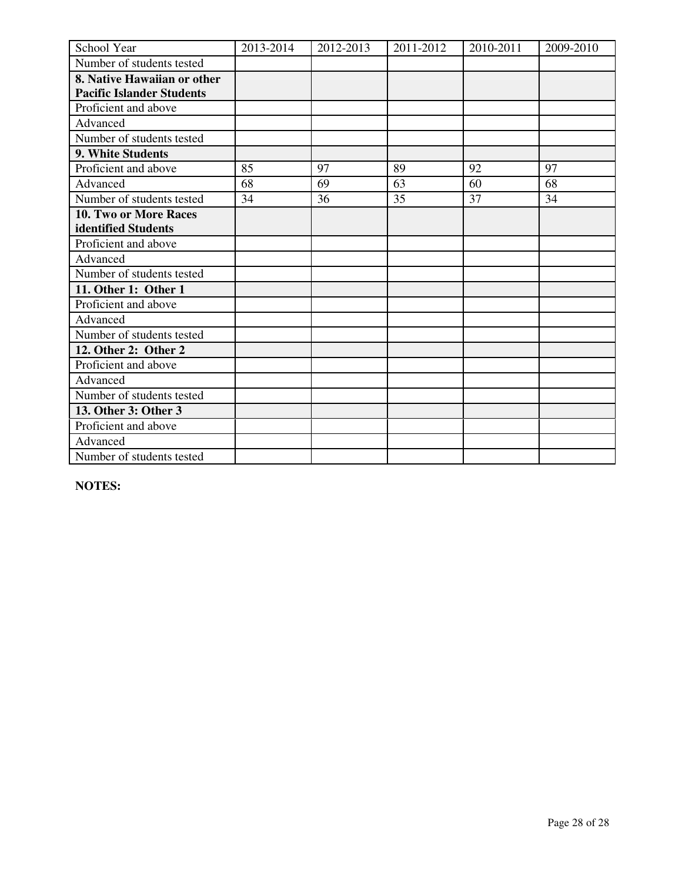| School Year | 2013-2014 | 2012-2013 | 2011-2012 | 2010-2011 | 2009-2010 |
| --- | --- | --- | --- | --- | --- |
| Number of students tested | | | | | |
| **8. Native Hawaiian or other Pacific Islander Students** | | | | | |
| Proficient and above | | | | | |
| Advanced | | | | | |
| Number of students tested | | | | | |
| **9. White Students** | | | | | |
| Proficient and above | 85 | 97 | 89 | 92 | 97 |
| Advanced | 68 | 69 | 63 | 60 | 68 |
| Number of students tested | 34 | 36 | 35 | 37 | 34 |
| **10. Two or More Races identified Students** | | | | | |
| Proficient and above | | | | | |
| Advanced | | | | | |
| Number of students tested | | | | | |
| **11. Other 1: Other 1** | | | | | |
| Proficient and above | | | | | |
| Advanced | | | | | |
| Number of students tested | | | | | |
| **12. Other 2: Other 2** | | | | | |
| Proficient and above | | | | | |
| Advanced | | | | | |
| Number of students tested | | | | | |
| **13. Other 3: Other 3** | | | | | |
| Proficient and above | | | | | |
| Advanced | | | | | |
| Number of students tested | | | | | |

**NOTES:**